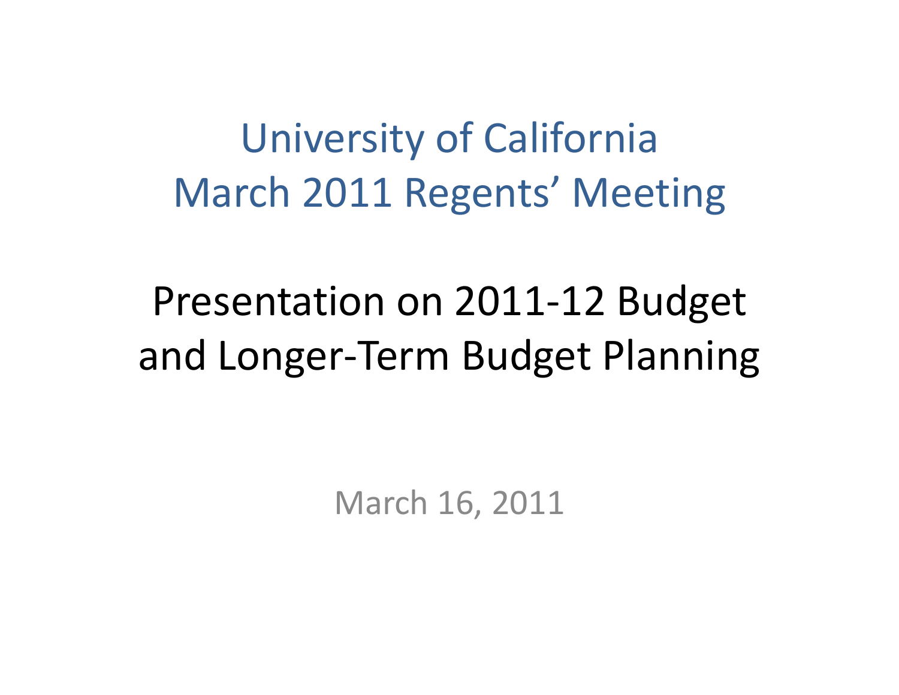# University of California
# March 2011 Regents' Meeting

## Presentation on 2011-12 Budget and Longer-Term Budget Planning

March 16, 2011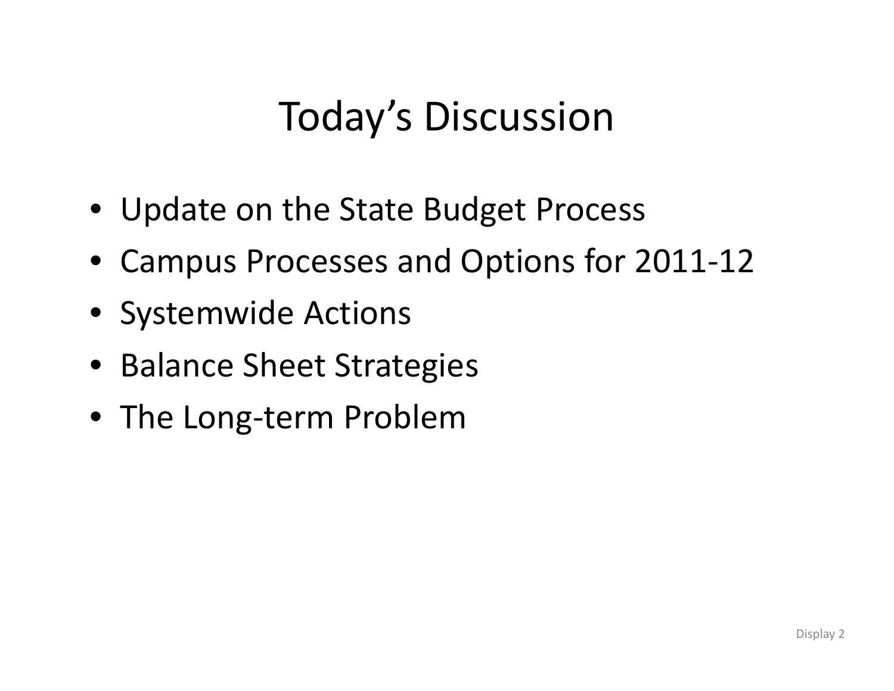# Today's Discussion

- Update on the State Budget Process
- Campus Processes and Options for 2011-12
- Systemwide Actions
- Balance Sheet Strategies
- The Long-term Problem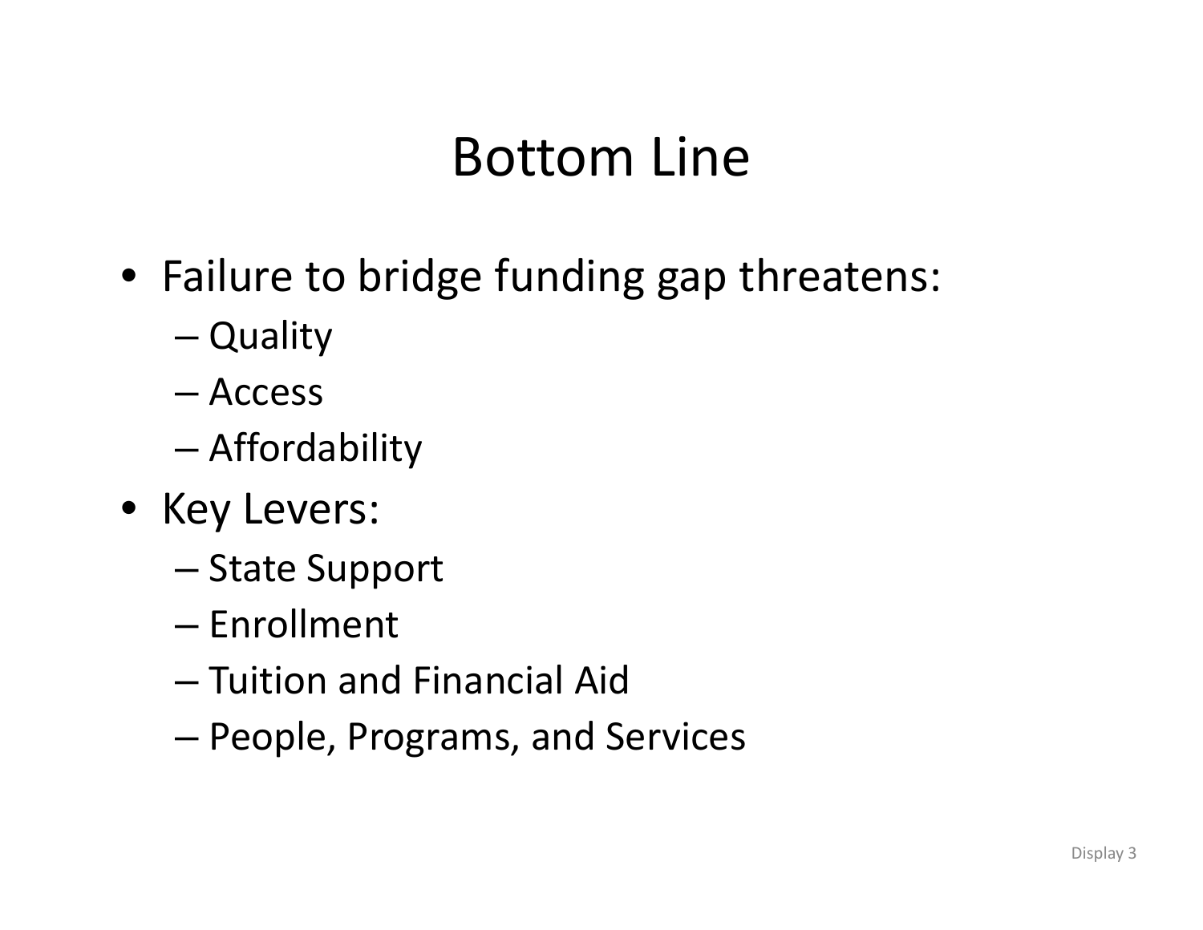# Bottom Line

- Failure to bridge funding gap threatens:
  - Quality
  - Access
  - Affordability
- Key Levers:
  - State Support
  - Enrollment
  - Tuition and Financial Aid
  - People, Programs, and Services

Display 3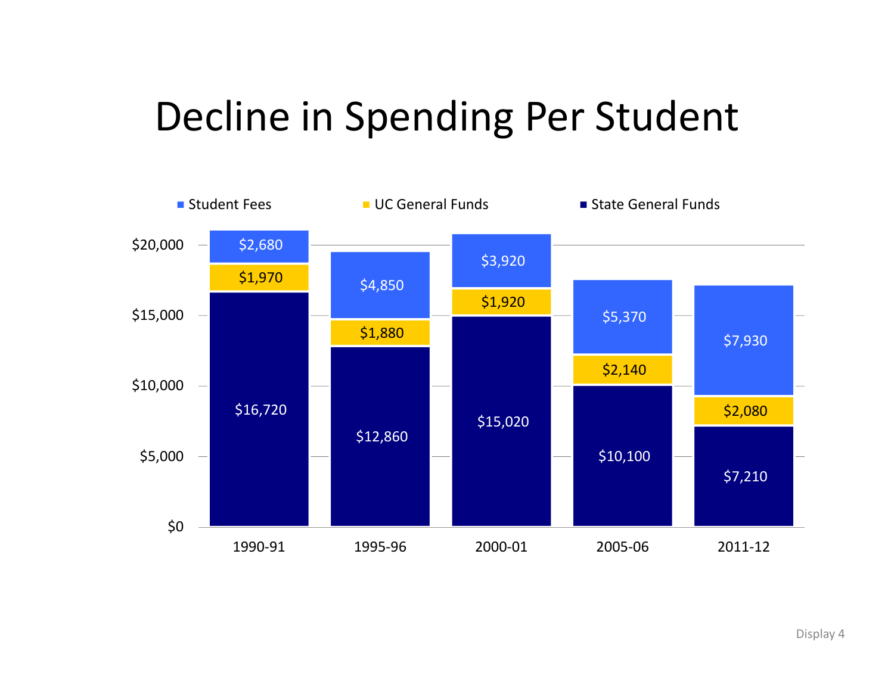# Decline in Spending Per Student

| | 1990-91 | 1995-96 | 2000-01 | 2005-06 | 2011-12 |
|---|---|---|---|---|---|
| Student Fees | $2,680 | $4,850 | $3,920 | $5,370 | $7,930 |
| UC General Funds | $1,970 | $1,880 | $1,920 | $2,140 | $2,080 |
| State General Funds | $16,720 | $12,860 | $15,020 | $10,100 | $7,210 |

Display 4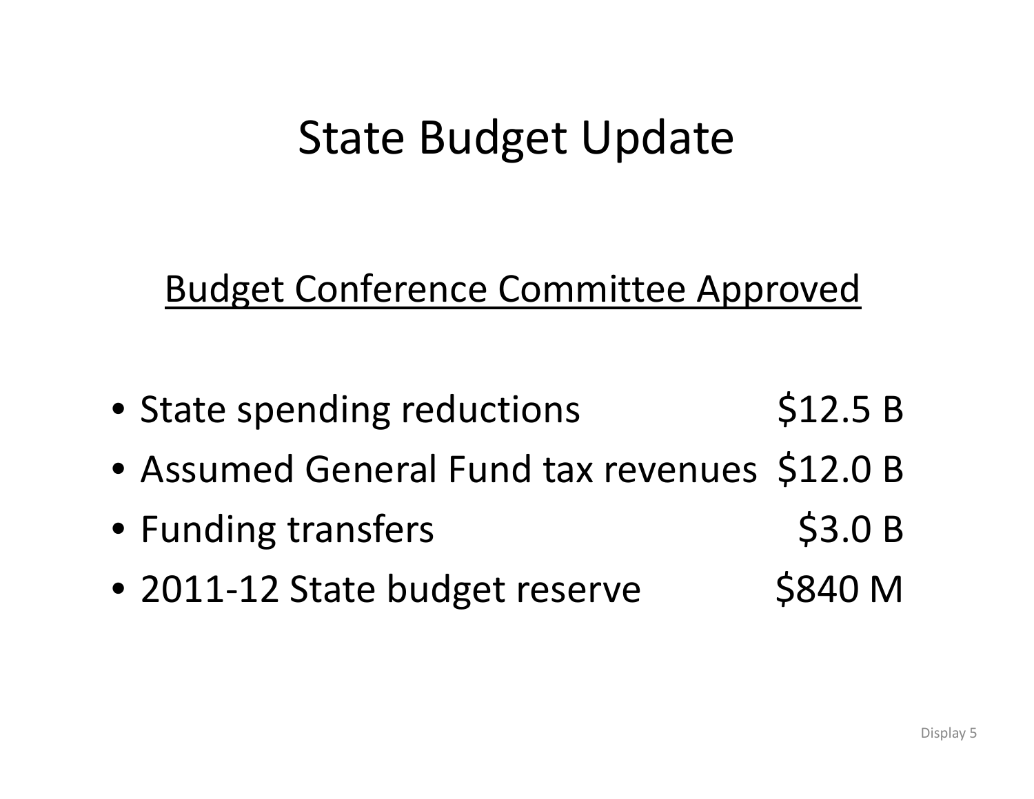# State Budget Update

## <u>Budget Conference Committee Approved</u>

| | |
|---|---|
| • State spending reductions | $12.5 B |
| • Assumed General Fund tax revenues | $12.0 B |
| • Funding transfers | $3.0 B |
| • 2011-12 State budget reserve | $840 M |

Display 5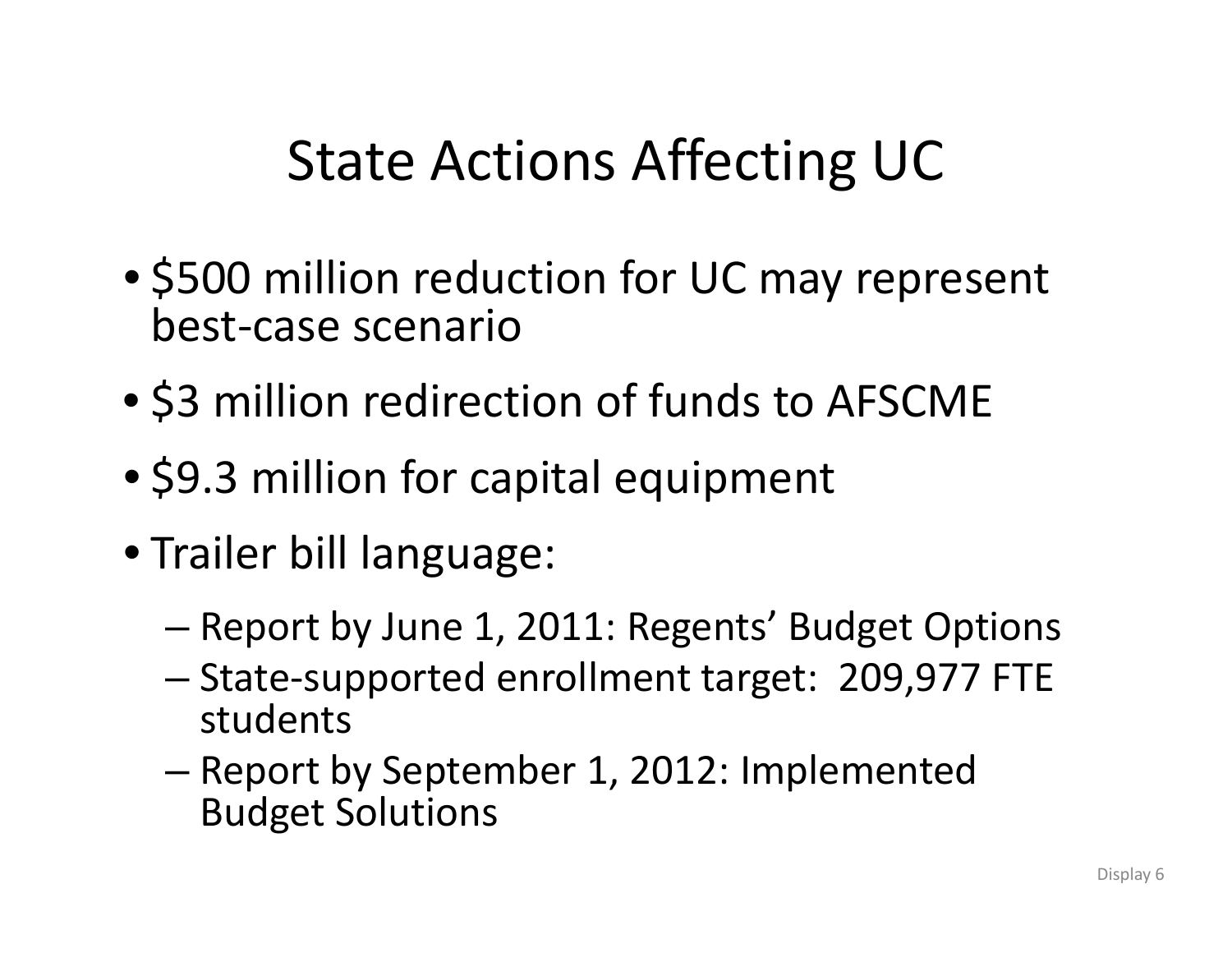# State Actions Affecting UC

- $500 million reduction for UC may represent best-case scenario
- $3 million redirection of funds to AFSCME
- $9.3 million for capital equipment
- Trailer bill language:
  - Report by June 1, 2011: Regents' Budget Options
  - State-supported enrollment target: 209,977 FTE students
  - Report by September 1, 2012: Implemented Budget Solutions

Display 6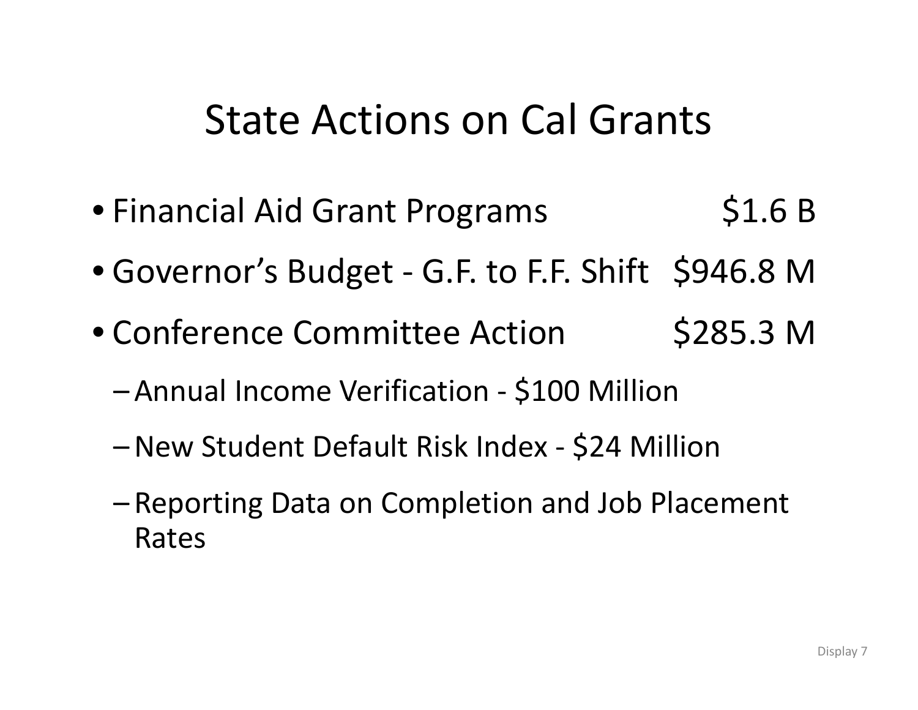# State Actions on Cal Grants

- Financial Aid Grant Programs $1.6 B
- Governor's Budget - G.F. to F.F. Shift $946.8 M
- Conference Committee Action $285.3 M
  - Annual Income Verification - $100 Million
  - New Student Default Risk Index - $24 Million
  - Reporting Data on Completion and Job Placement Rates

Display 7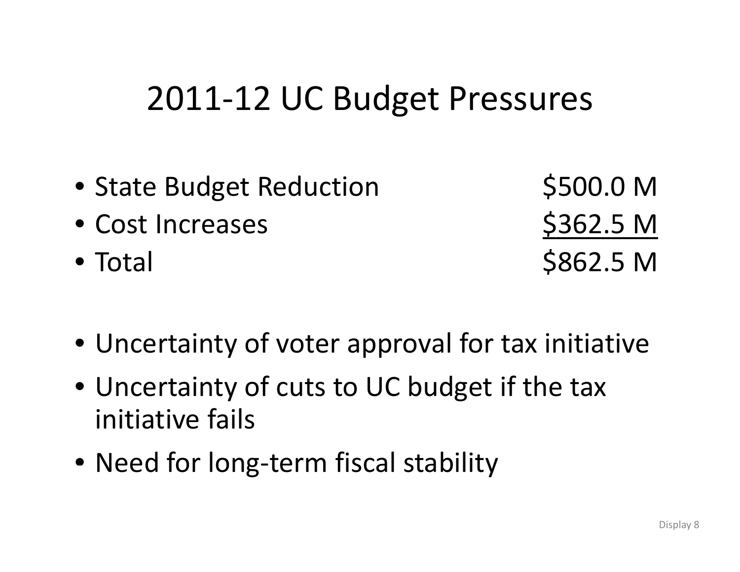# 2011-12 UC Budget Pressures

| | |
|---|---|
| State Budget Reduction | $500.0 M |
| Cost Increases | $362.5 M |
| Total | $862.5 M |

- Uncertainty of voter approval for tax initiative
- Uncertainty of cuts to UC budget if the tax initiative fails
- Need for long-term fiscal stability

Display 8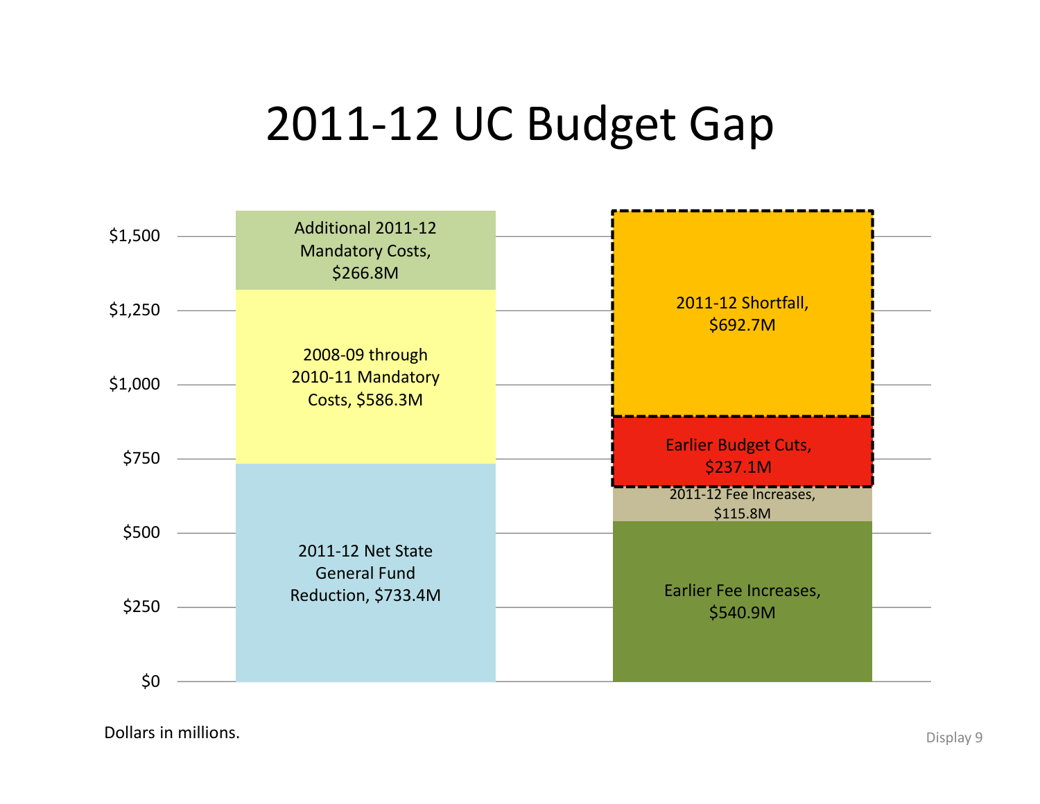# 2011-12 UC Budget Gap

| Left bar | Right bar |
| --- | --- |
| Additional 2011-12 Mandatory Costs, $266.8M | 2011-12 Shortfall, $692.7M |
| 2008-09 through 2010-11 Mandatory Costs, $586.3M | Earlier Budget Cuts, $237.1M |
| 2011-12 Net State General Fund Reduction, $733.4M | 2011-12 Fee Increases, $115.8M |
| | Earlier Fee Increases, $540.9M |

Dollars in millions.

Display 9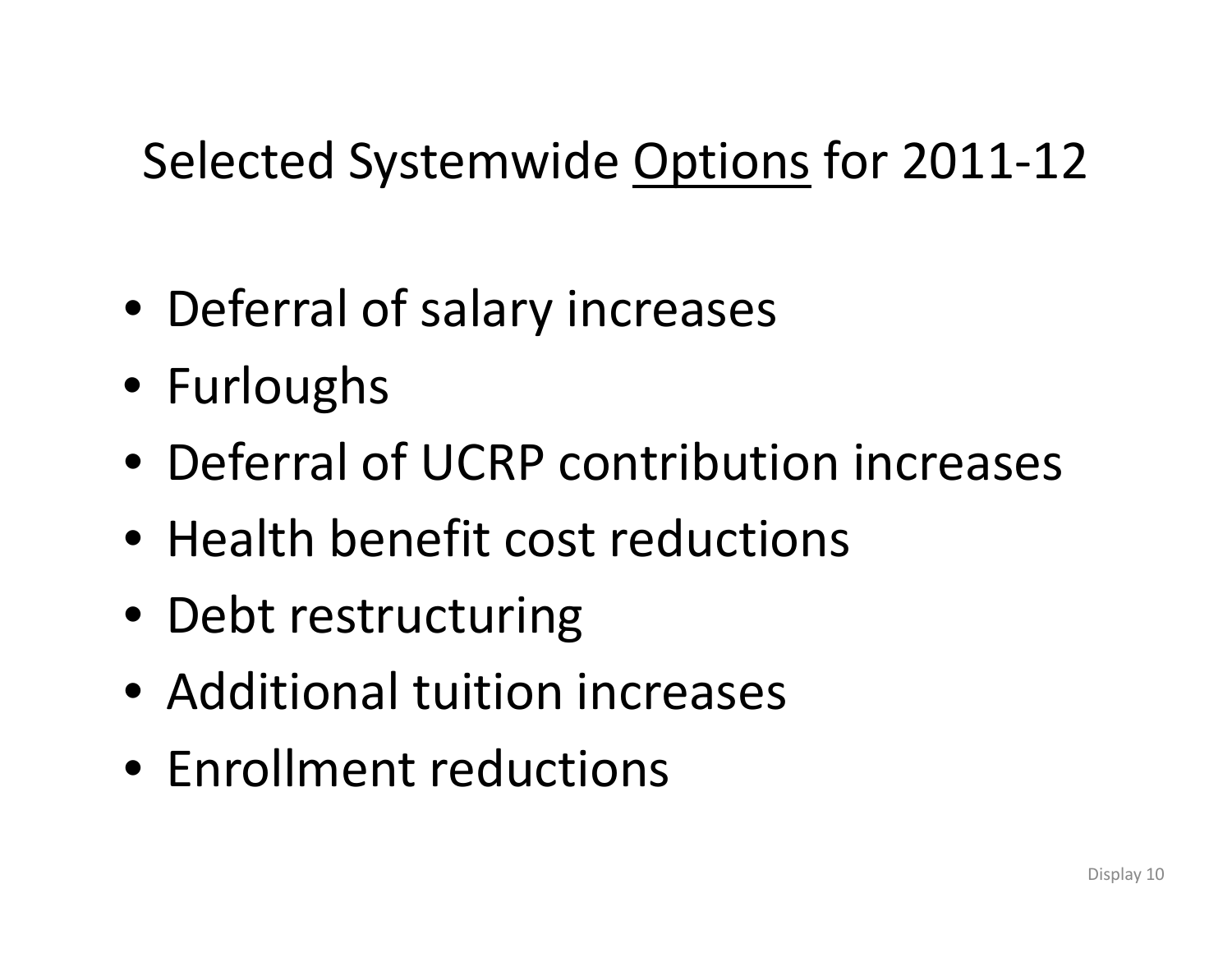# Selected Systemwide <u>Options</u> for 2011-12

- Deferral of salary increases
- Furloughs
- Deferral of UCRP contribution increases
- Health benefit cost reductions
- Debt restructuring
- Additional tuition increases
- Enrollment reductions

Display 10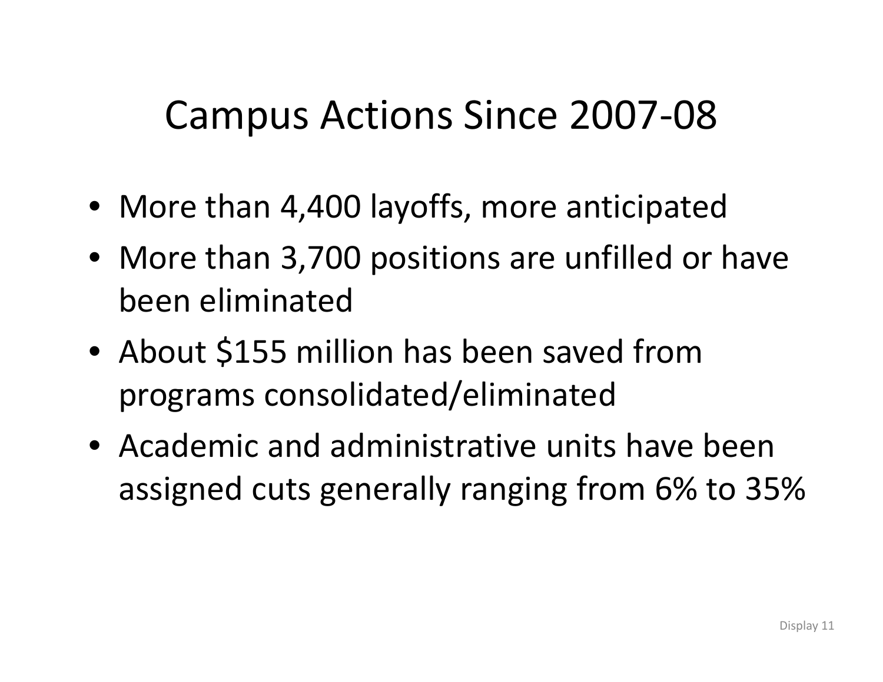# Campus Actions Since 2007-08

- More than 4,400 layoffs, more anticipated
- More than 3,700 positions are unfilled or have been eliminated
- About $155 million has been saved from programs consolidated/eliminated
- Academic and administrative units have been assigned cuts generally ranging from 6% to 35%

Display 11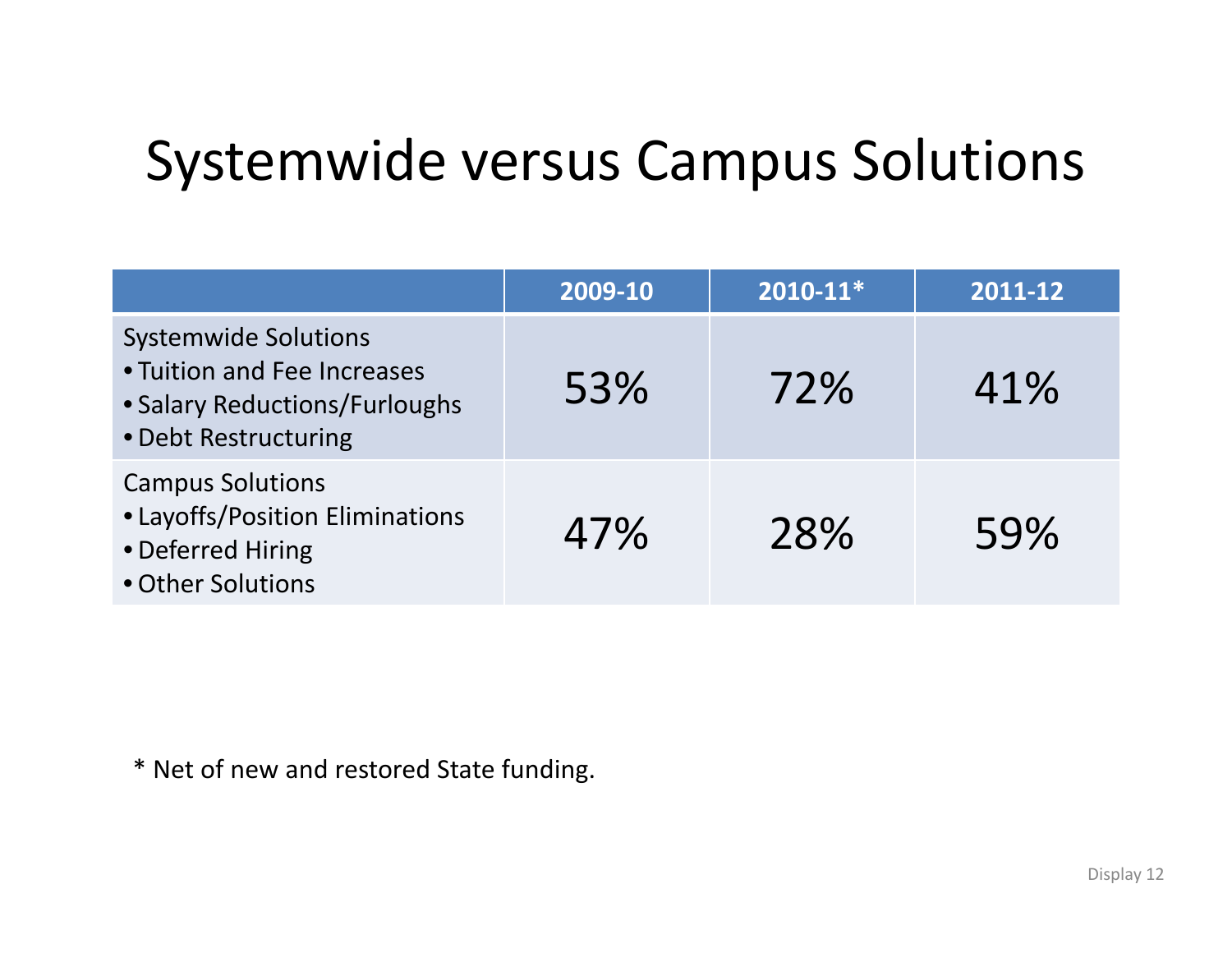# Systemwide versus Campus Solutions

| | 2009-10 | 2010-11* | 2011-12 |
|---|---|---|---|
| Systemwide Solutions<br>• Tuition and Fee Increases<br>• Salary Reductions/Furloughs<br>• Debt Restructuring | 53% | 72% | 41% |
| Campus Solutions<br>• Layoffs/Position Eliminations<br>• Deferred Hiring<br>• Other Solutions | 47% | 28% | 59% |

* Net of new and restored State funding.

Display 12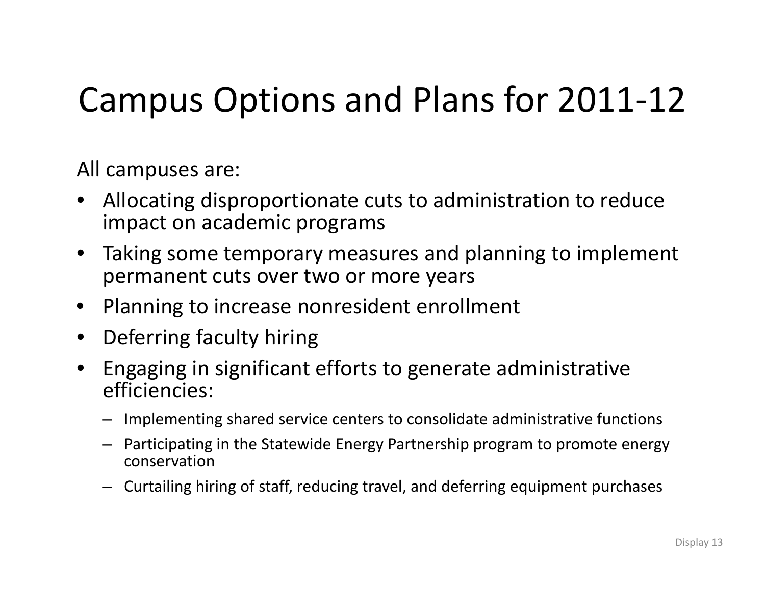# Campus Options and Plans for 2011-12

All campuses are:

- Allocating disproportionate cuts to administration to reduce impact on academic programs
- Taking some temporary measures and planning to implement permanent cuts over two or more years
- Planning to increase nonresident enrollment
- Deferring faculty hiring
- Engaging in significant efforts to generate administrative efficiencies:
  - Implementing shared service centers to consolidate administrative functions
  - Participating in the Statewide Energy Partnership program to promote energy conservation
  - Curtailing hiring of staff, reducing travel, and deferring equipment purchases

Display 13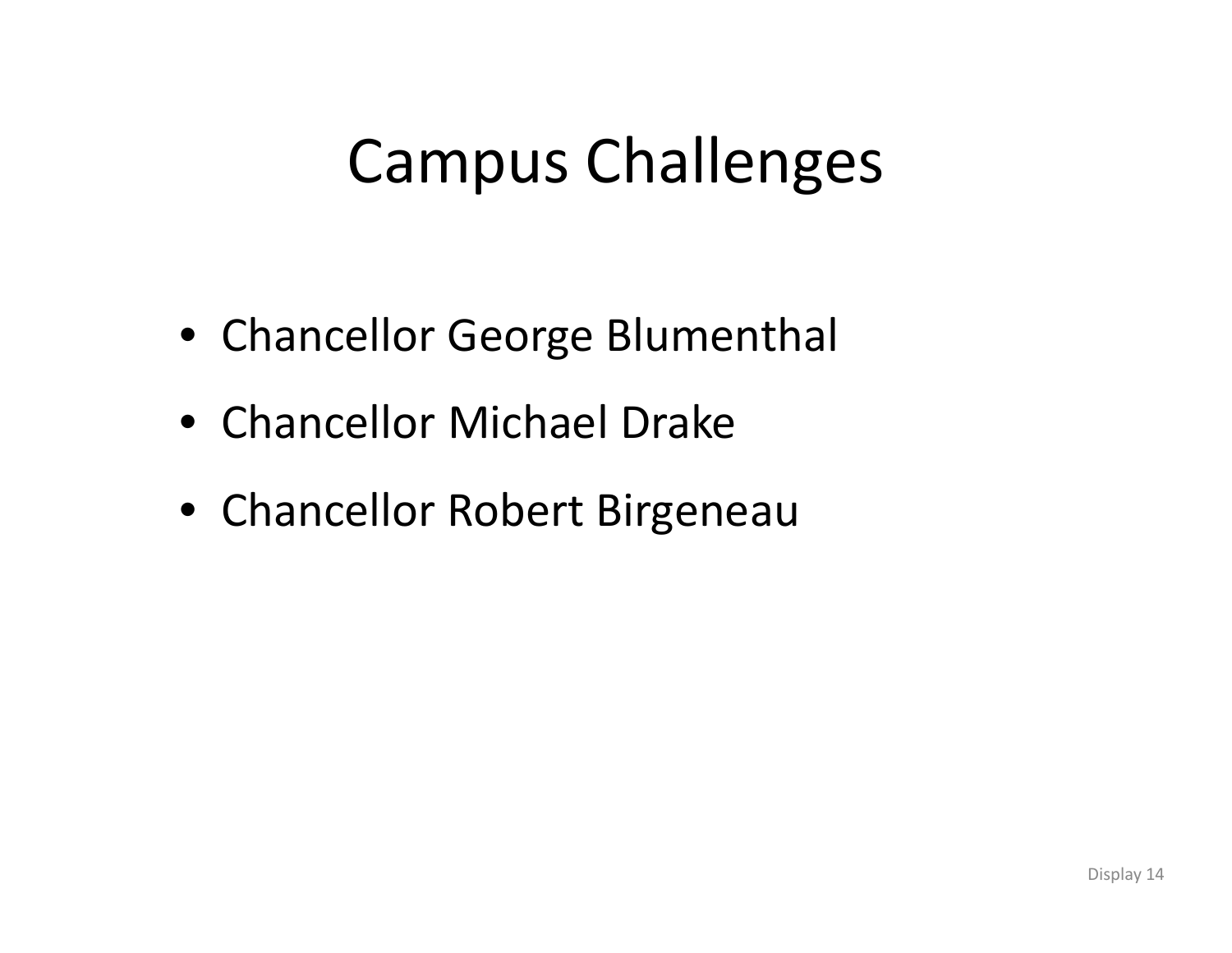# Campus Challenges

- Chancellor George Blumenthal
- Chancellor Michael Drake
- Chancellor Robert Birgeneau

Display 14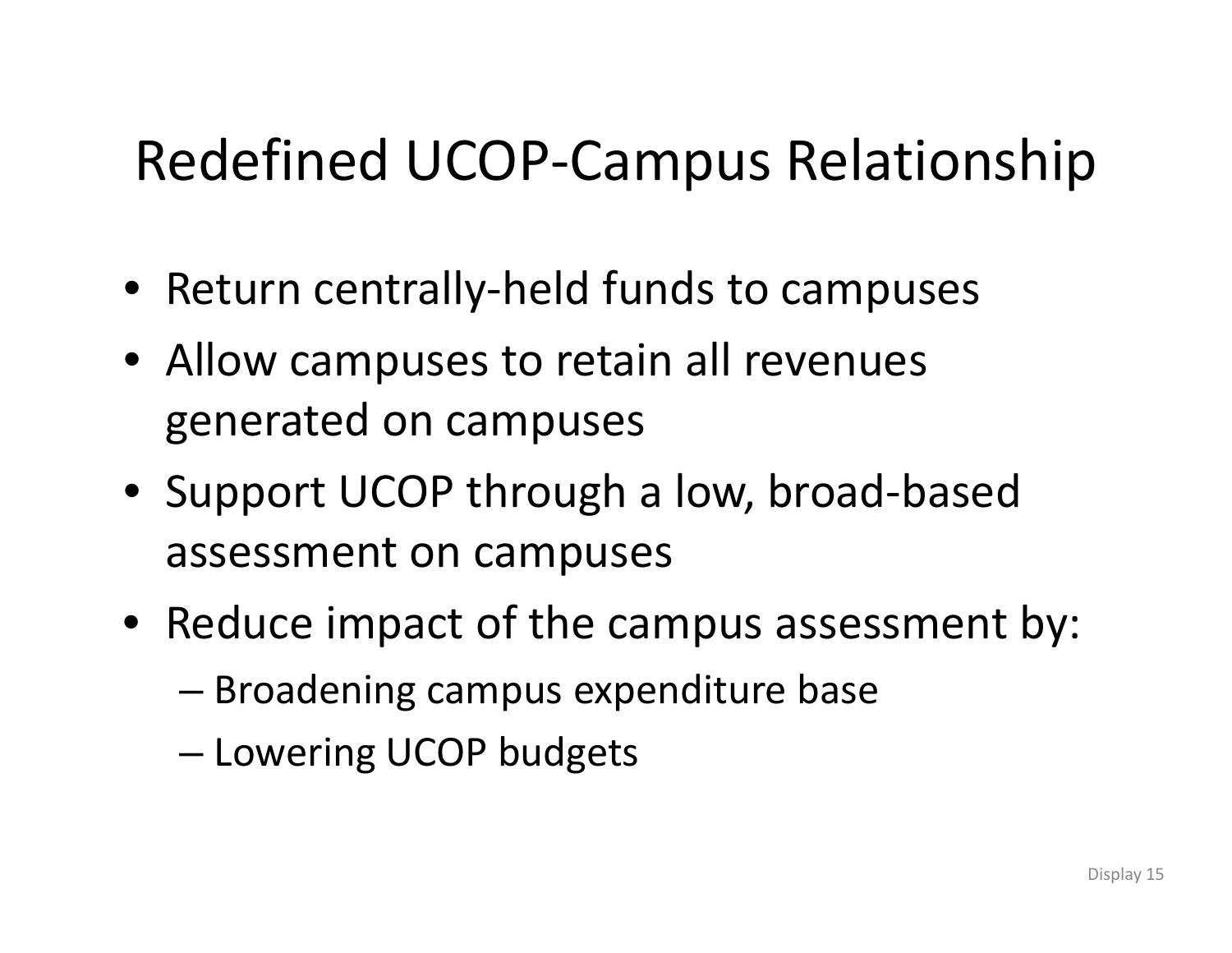# Redefined UCOP-Campus Relationship

- Return centrally-held funds to campuses
- Allow campuses to retain all revenues generated on campuses
- Support UCOP through a low, broad-based assessment on campuses
- Reduce impact of the campus assessment by:
  - Broadening campus expenditure base
  - Lowering UCOP budgets

Display 15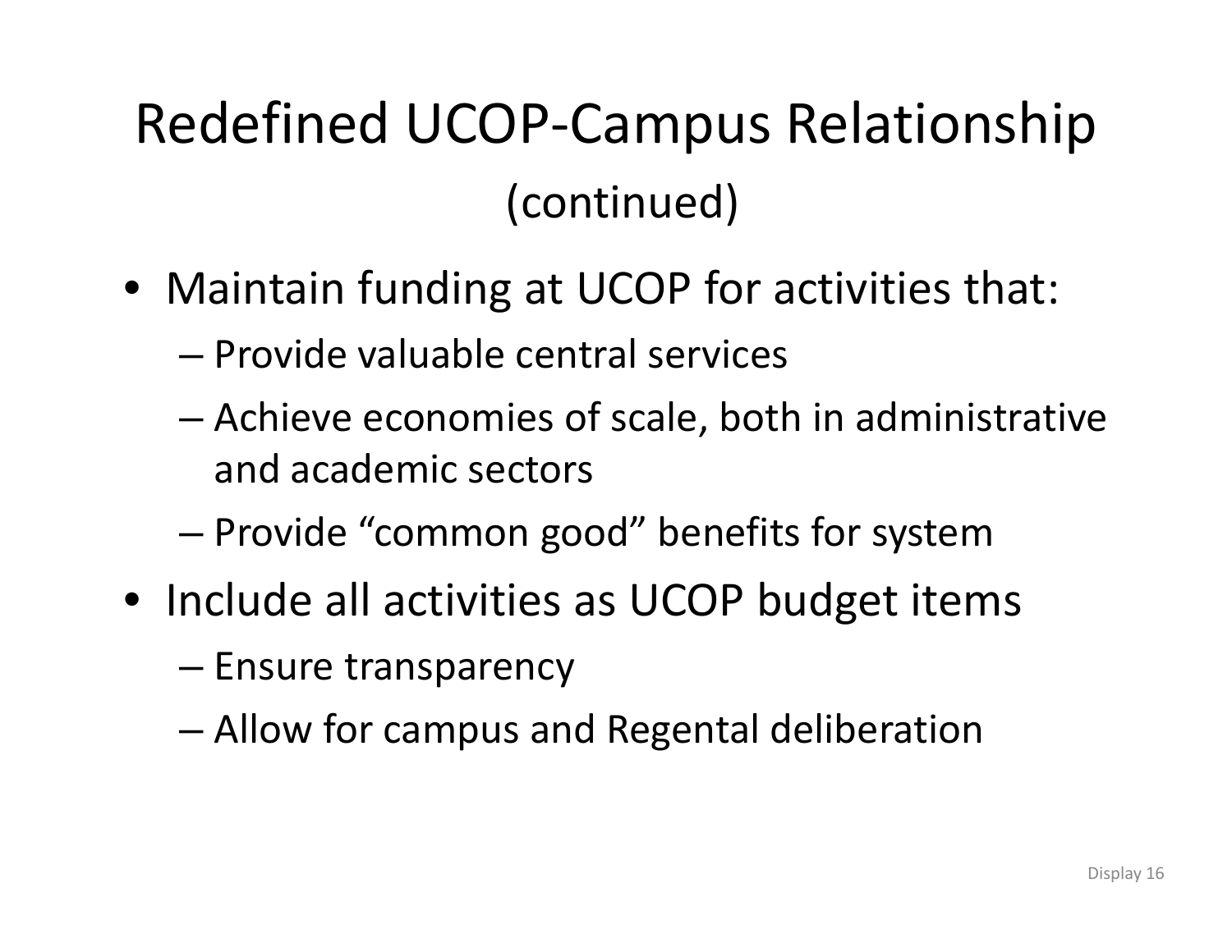# Redefined UCOP-Campus Relationship (continued)

- Maintain funding at UCOP for activities that:
  - Provide valuable central services
  - Achieve economies of scale, both in administrative and academic sectors
  - Provide "common good" benefits for system
- Include all activities as UCOP budget items
  - Ensure transparency
  - Allow for campus and Regental deliberation

Display 16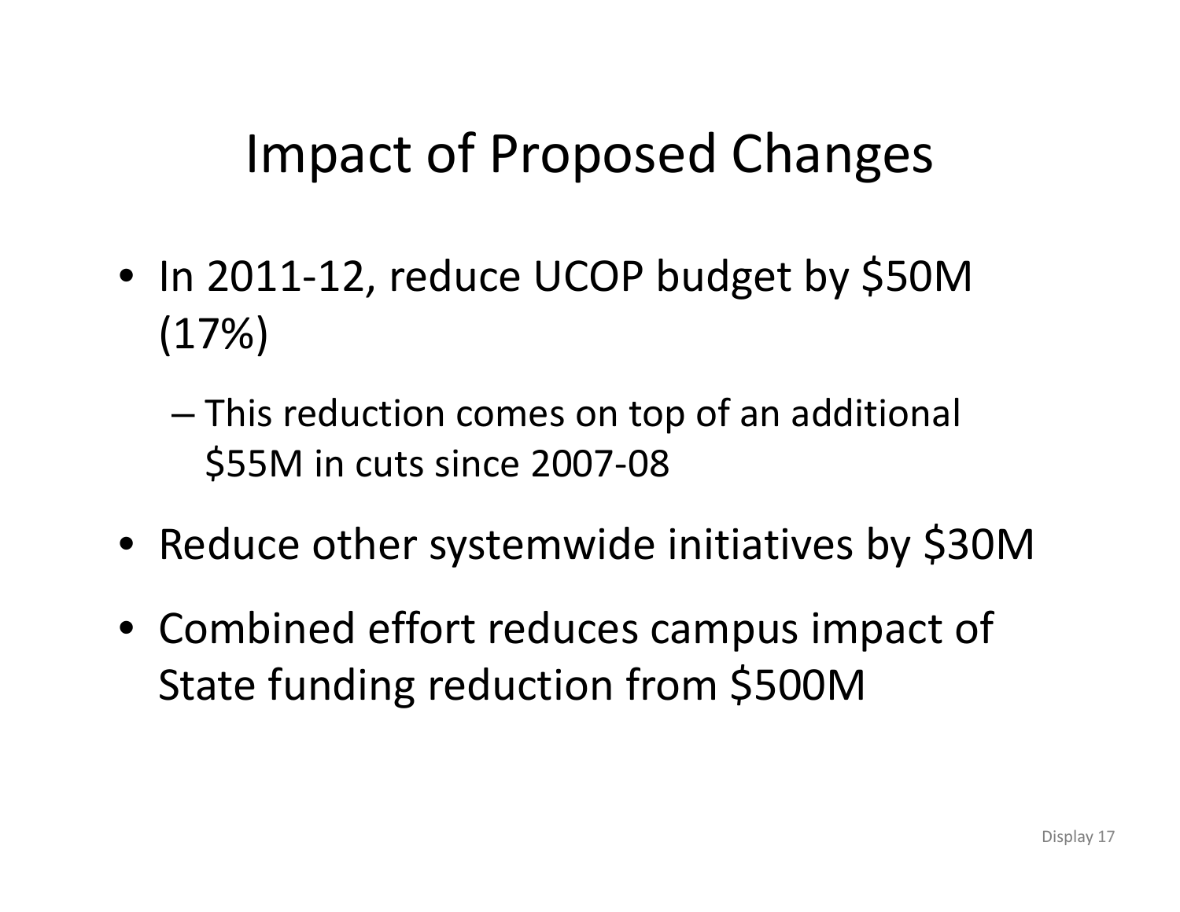# Impact of Proposed Changes

- In 2011-12, reduce UCOP budget by $50M (17%)
  - This reduction comes on top of an additional $55M in cuts since 2007-08
- Reduce other systemwide initiatives by $30M
- Combined effort reduces campus impact of State funding reduction from $500M

Display 17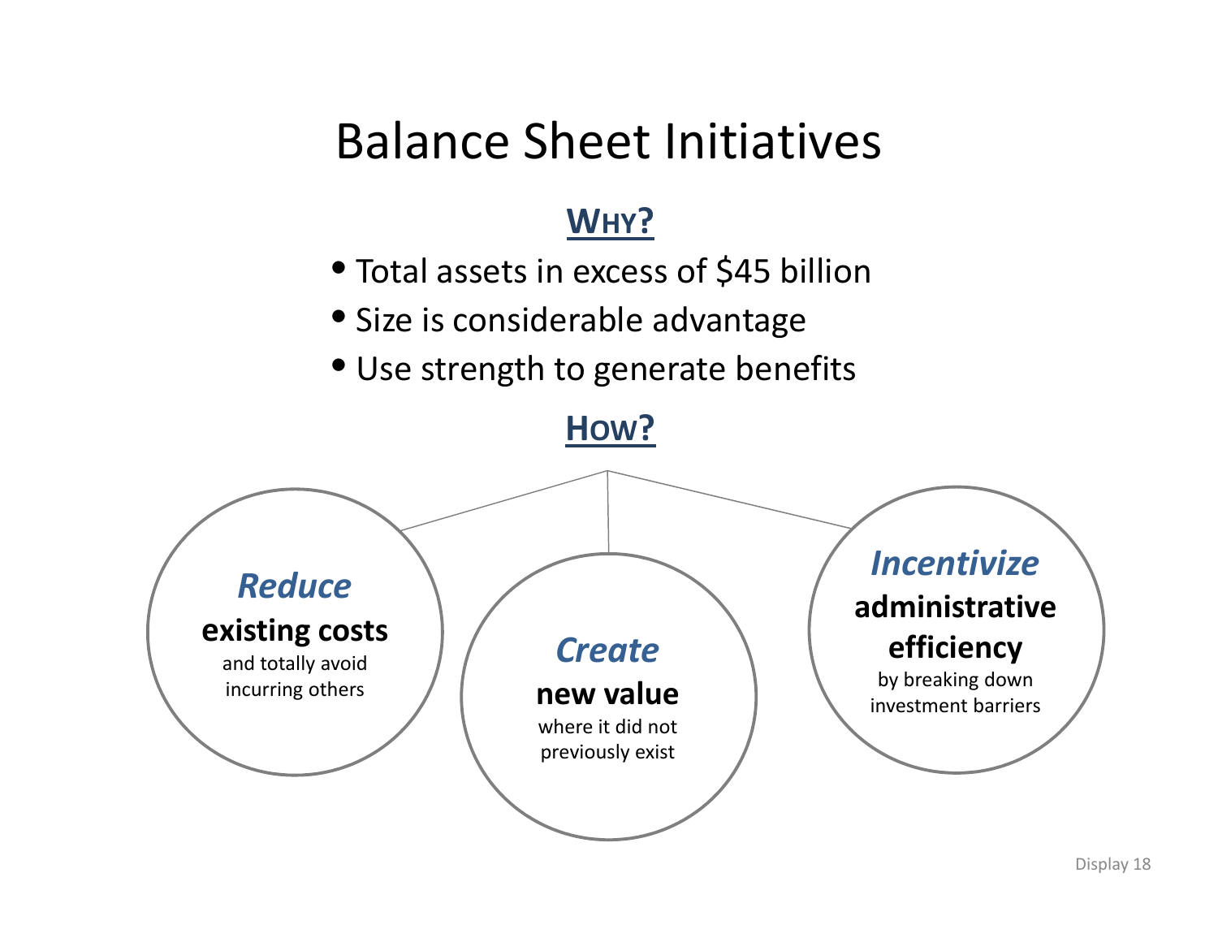# Balance Sheet Initiatives

## Why?

- Total assets in excess of $45 billion
- Size is considerable advantage
- Use strength to generate benefits

## How?

***Reduce*** **existing costs** and totally avoid incurring others

***Create*** **new value** where it did not previously exist

***Incentivize*** **administrative efficiency** by breaking down investment barriers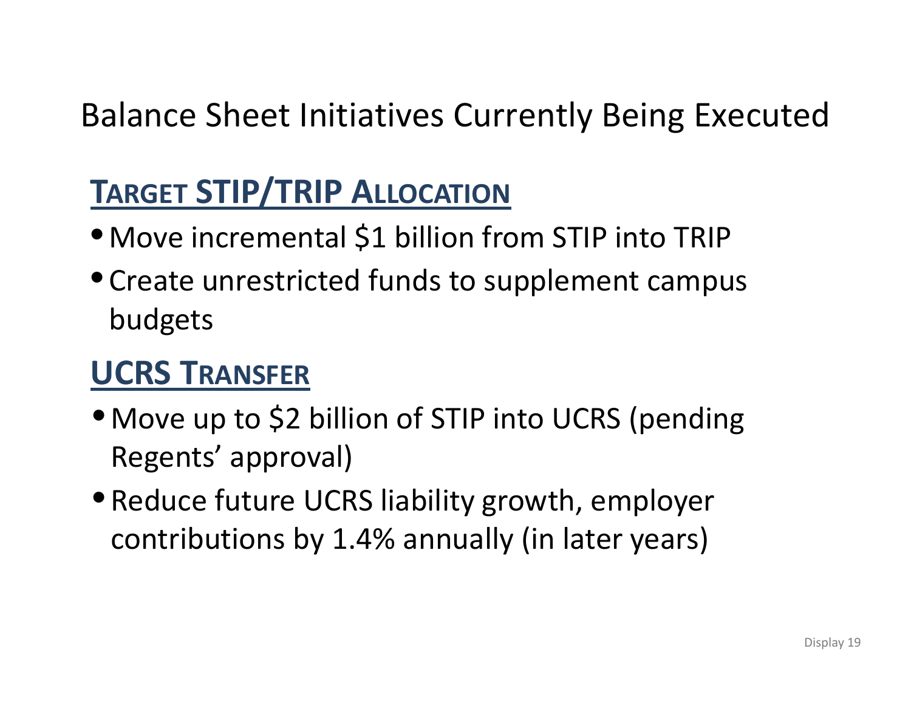# Balance Sheet Initiatives Currently Being Executed

## Target STIP/TRIP Allocation

- Move incremental $1 billion from STIP into TRIP
- Create unrestricted funds to supplement campus budgets

## UCRS Transfer

- Move up to $2 billion of STIP into UCRS (pending Regents' approval)
- Reduce future UCRS liability growth, employer contributions by 1.4% annually (in later years)

Display 19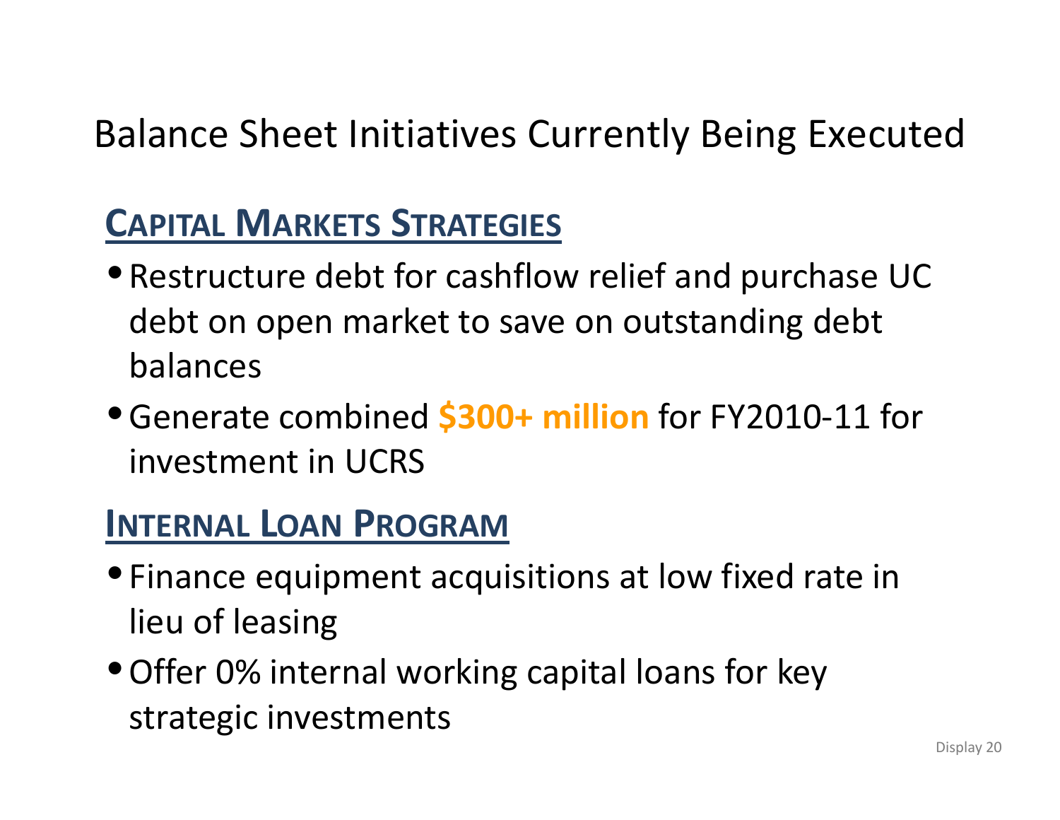# Balance Sheet Initiatives Currently Being Executed

## Capital Markets Strategies

- Restructure debt for cashflow relief and purchase UC debt on open market to save on outstanding debt balances
- Generate combined **$300+ million** for FY2010-11 for investment in UCRS

## Internal Loan Program

- Finance equipment acquisitions at low fixed rate in lieu of leasing
- Offer 0% internal working capital loans for key strategic investments

Display 20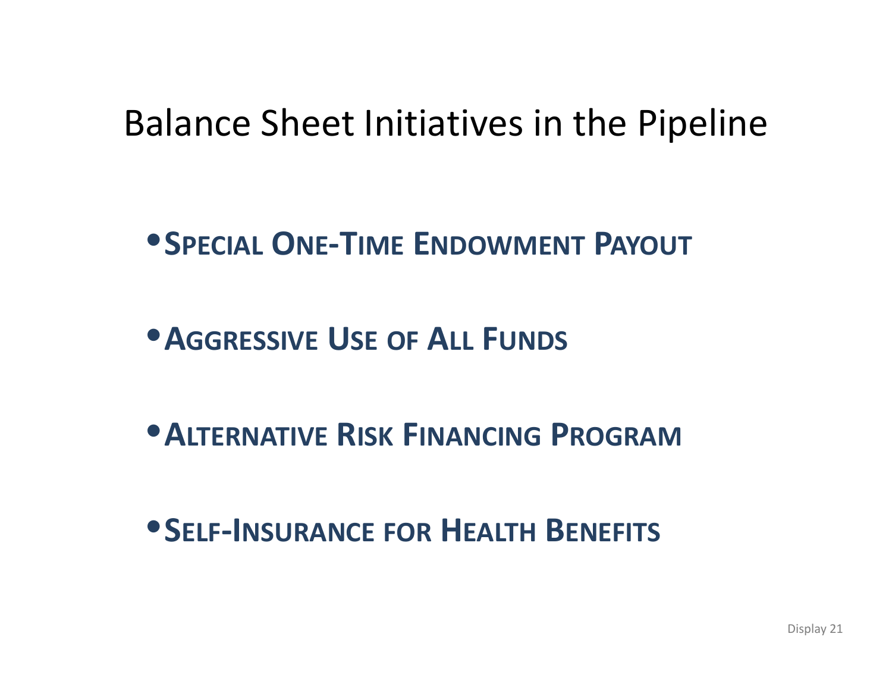# Balance Sheet Initiatives in the Pipeline

- **Special One-Time Endowment Payout**
- **Aggressive Use of All Funds**
- **Alternative Risk Financing Program**
- **Self-Insurance for Health Benefits**

Display 21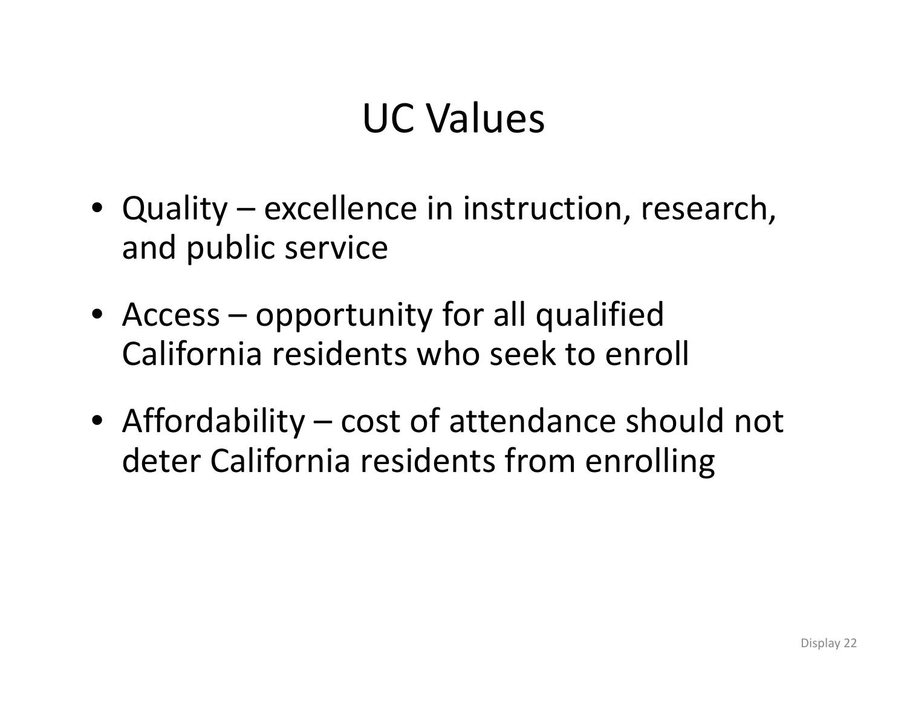# UC Values

- Quality – excellence in instruction, research, and public service
- Access – opportunity for all qualified California residents who seek to enroll
- Affordability – cost of attendance should not deter California residents from enrolling

Display 22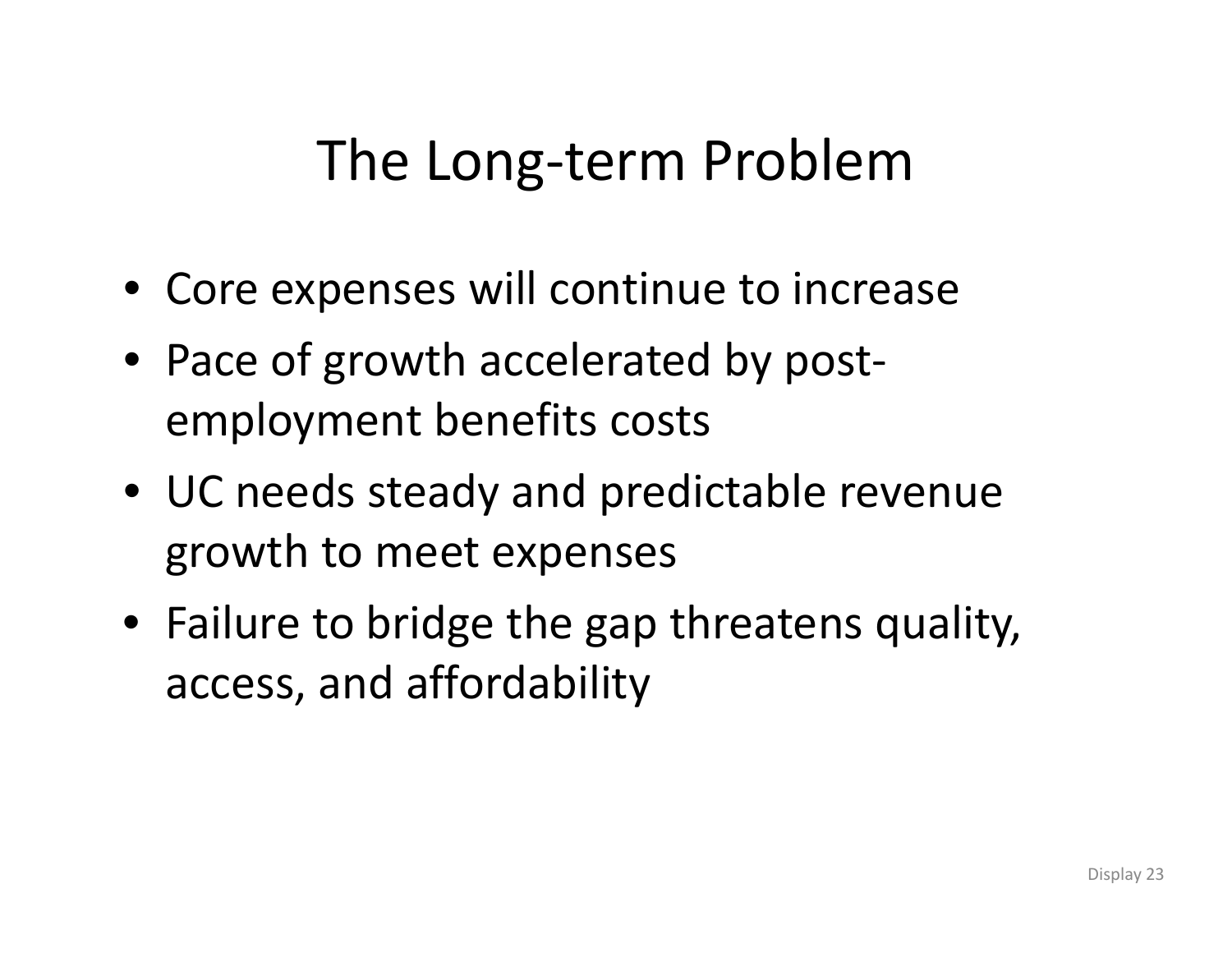# The Long-term Problem

- Core expenses will continue to increase
- Pace of growth accelerated by post-employment benefits costs
- UC needs steady and predictable revenue growth to meet expenses
- Failure to bridge the gap threatens quality, access, and affordability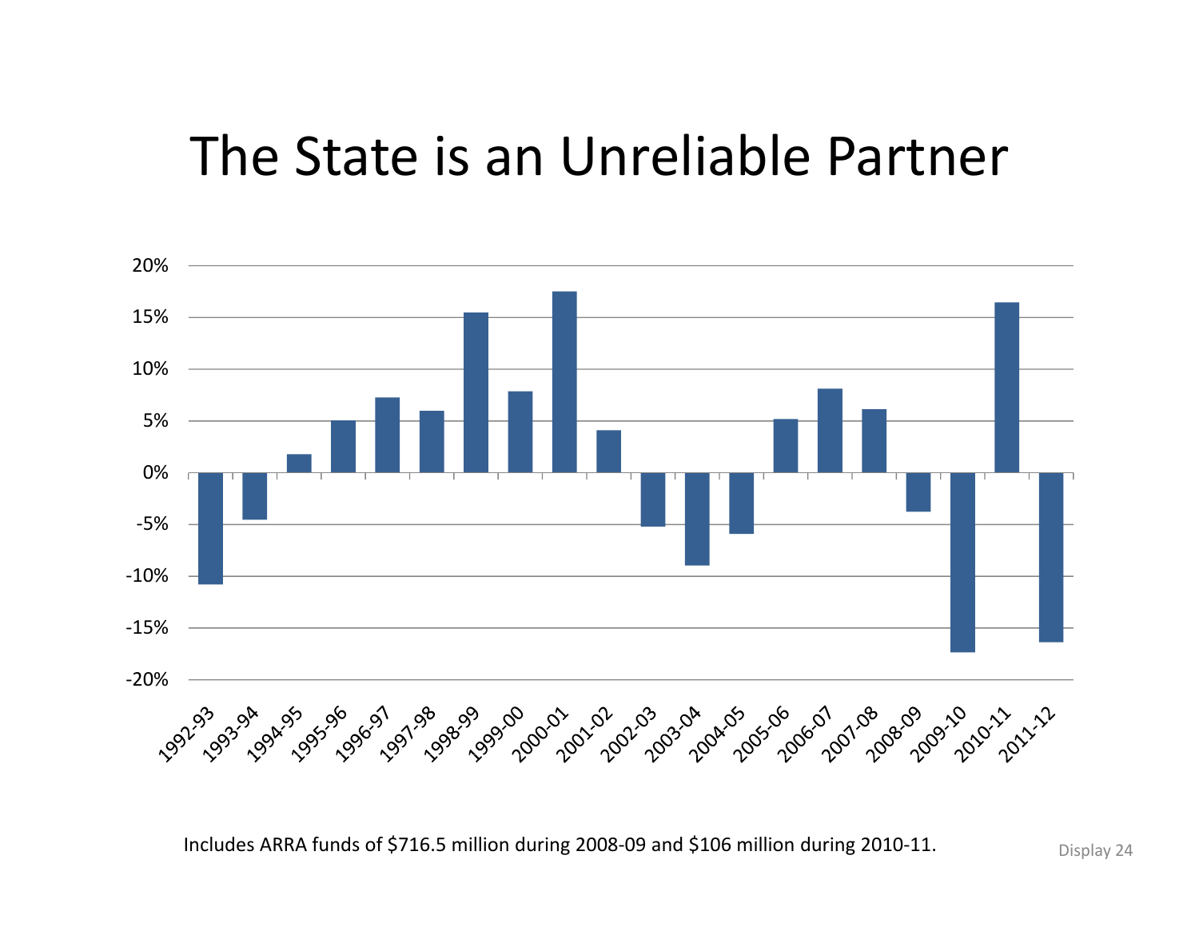# The State is an Unreliable Partner

Includes ARRA funds of $716.5 million during 2008-09 and $106 million during 2010-11.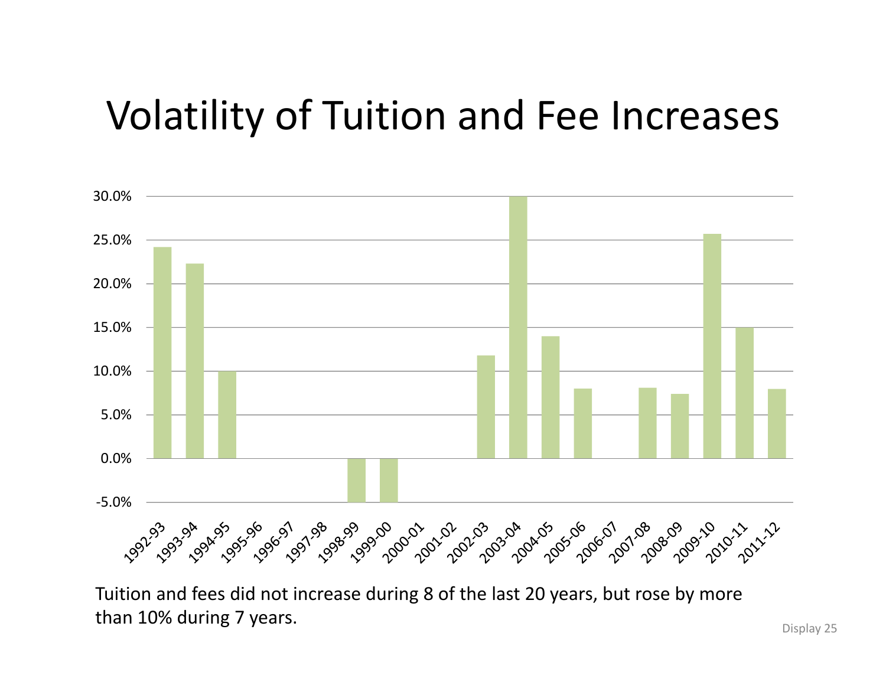# Volatility of Tuition and Fee Increases

Tuition and fees did not increase during 8 of the last 20 years, but rose by more than 10% during 7 years.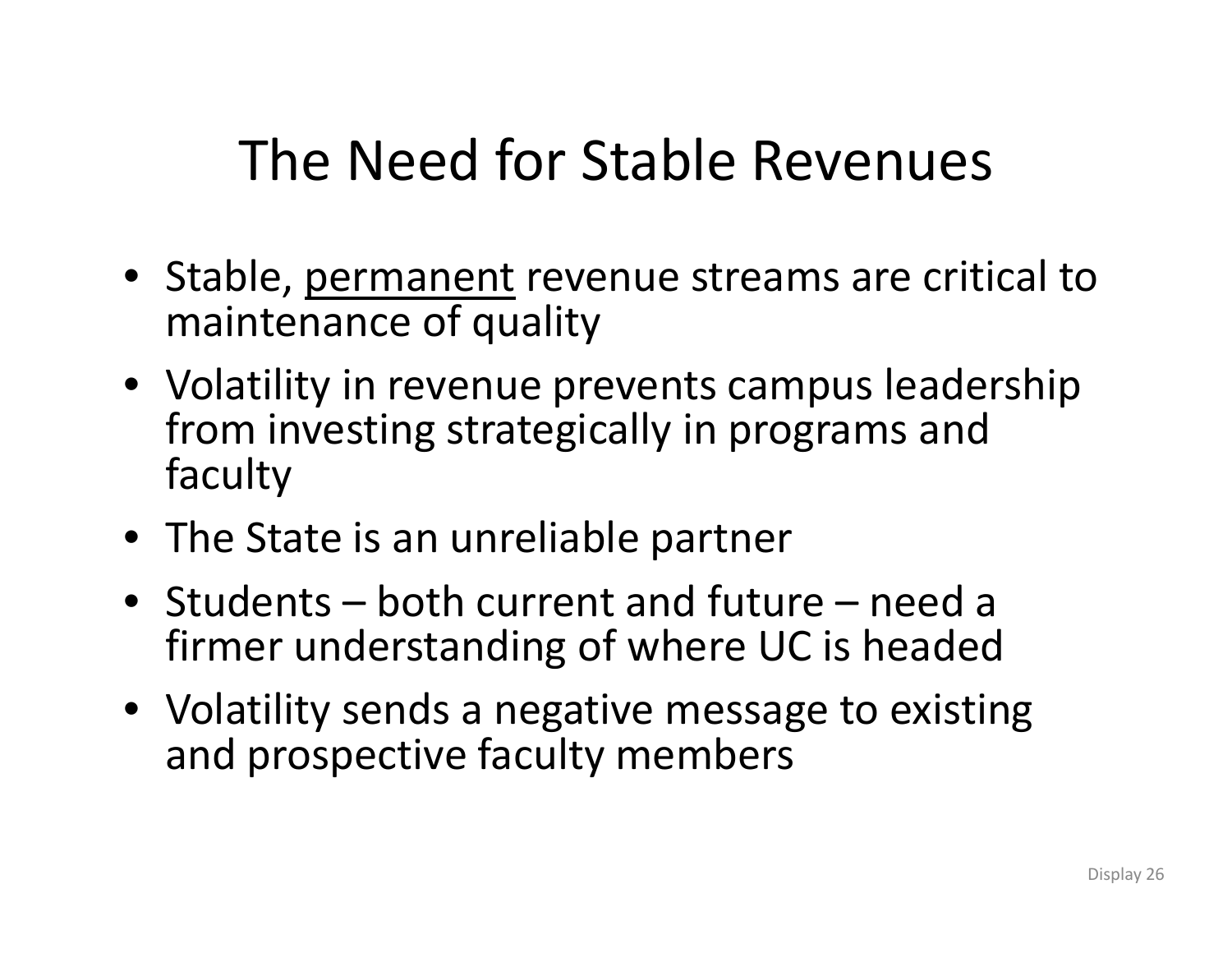# The Need for Stable Revenues

- Stable, <u>permanent</u> revenue streams are critical to maintenance of quality
- Volatility in revenue prevents campus leadership from investing strategically in programs and faculty
- The State is an unreliable partner
- Students – both current and future – need a firmer understanding of where UC is headed
- Volatility sends a negative message to existing and prospective faculty members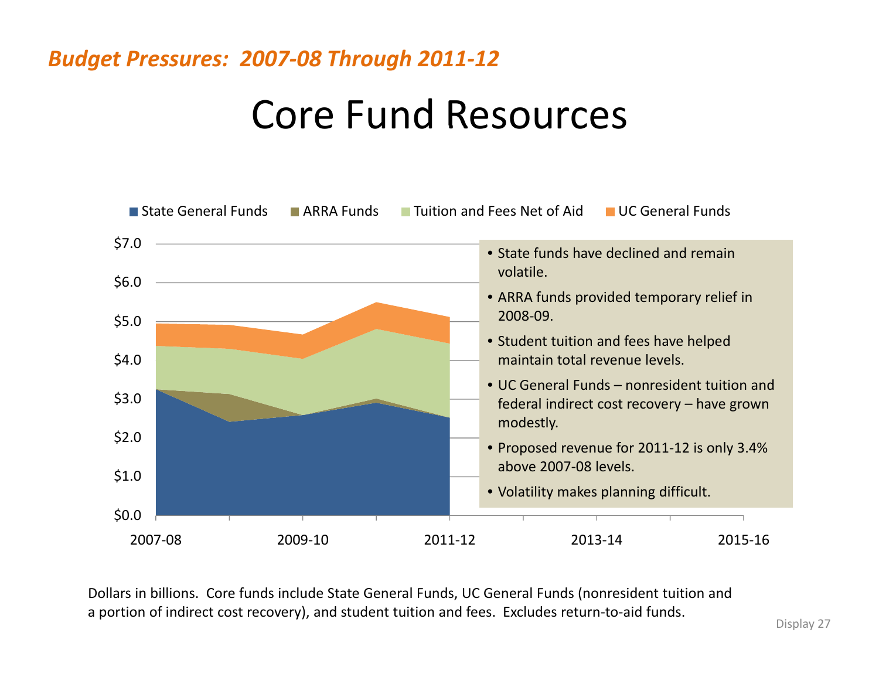*Budget Pressures: 2007-08 Through 2011-12*

# Core Fund Resources

State General Funds | ARRA Funds | Tuition and Fees Net of Aid | UC General Funds

- State funds have declined and remain volatile.
- ARRA funds provided temporary relief in 2008-09.
- Student tuition and fees have helped maintain total revenue levels.
- UC General Funds – nonresident tuition and federal indirect cost recovery – have grown modestly.
- Proposed revenue for 2011-12 is only 3.4% above 2007-08 levels.
- Volatility makes planning difficult.

Dollars in billions. Core funds include State General Funds, UC General Funds (nonresident tuition and a portion of indirect cost recovery), and student tuition and fees. Excludes return-to-aid funds.

Display 27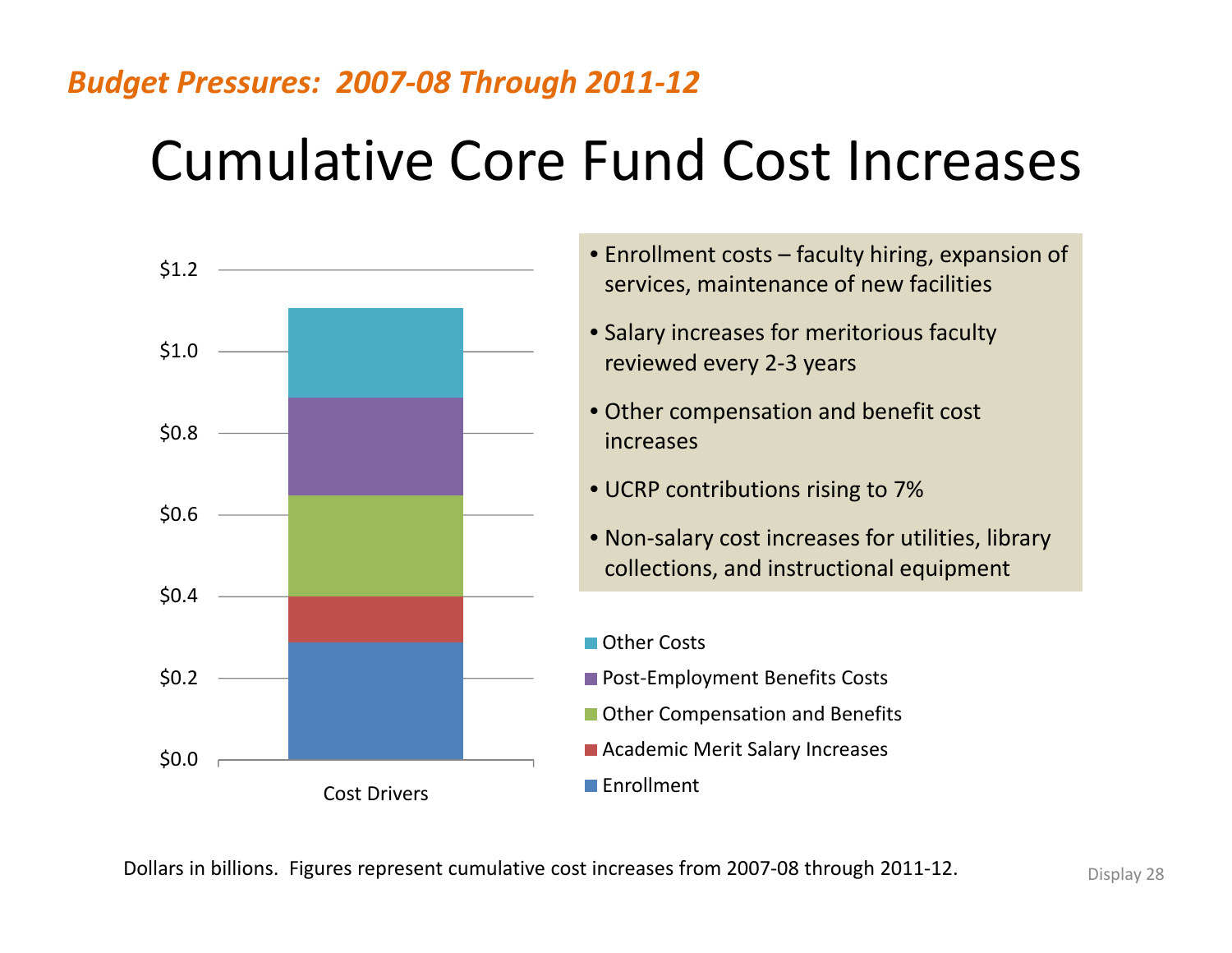*Budget Pressures: 2007-08 Through 2011-12*

# Cumulative Core Fund Cost Increases

- Enrollment costs – faculty hiring, expansion of services, maintenance of new facilities
- Salary increases for meritorious faculty reviewed every 2-3 years
- Other compensation and benefit cost increases
- UCRP contributions rising to 7%
- Non-salary cost increases for utilities, library collections, and instructional equipment

$1.2
$1.0
$0.8
$0.6
$0.4
$0.2
$0.0

Cost Drivers

- Other Costs
- Post-Employment Benefits Costs
- Other Compensation and Benefits
- Academic Merit Salary Increases
- Enrollment

Dollars in billions. Figures represent cumulative cost increases from 2007-08 through 2011-12.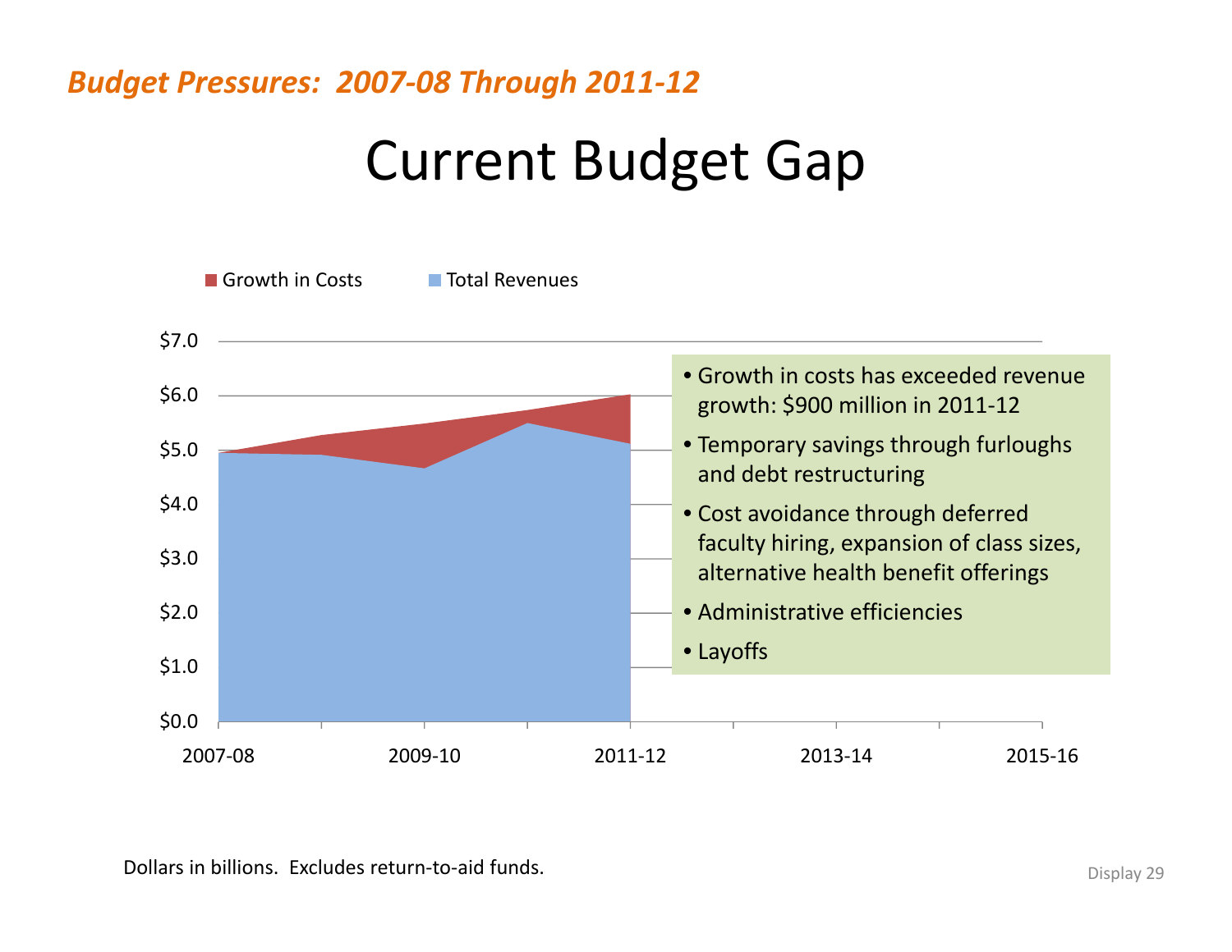*Budget Pressures: 2007-08 Through 2011-12*

# Current Budget Gap

Growth in Costs | Total Revenues

$7.0
$6.0
$5.0
$4.0
$3.0
$2.0
$1.0
$0.0

2007-08 | 2009-10 | 2011-12 | 2013-14 | 2015-16

- Growth in costs has exceeded revenue growth: $900 million in 2011-12
- Temporary savings through furloughs and debt restructuring
- Cost avoidance through deferred faculty hiring, expansion of class sizes, alternative health benefit offerings
- Administrative efficiencies
- Layoffs

Dollars in billions. Excludes return-to-aid funds.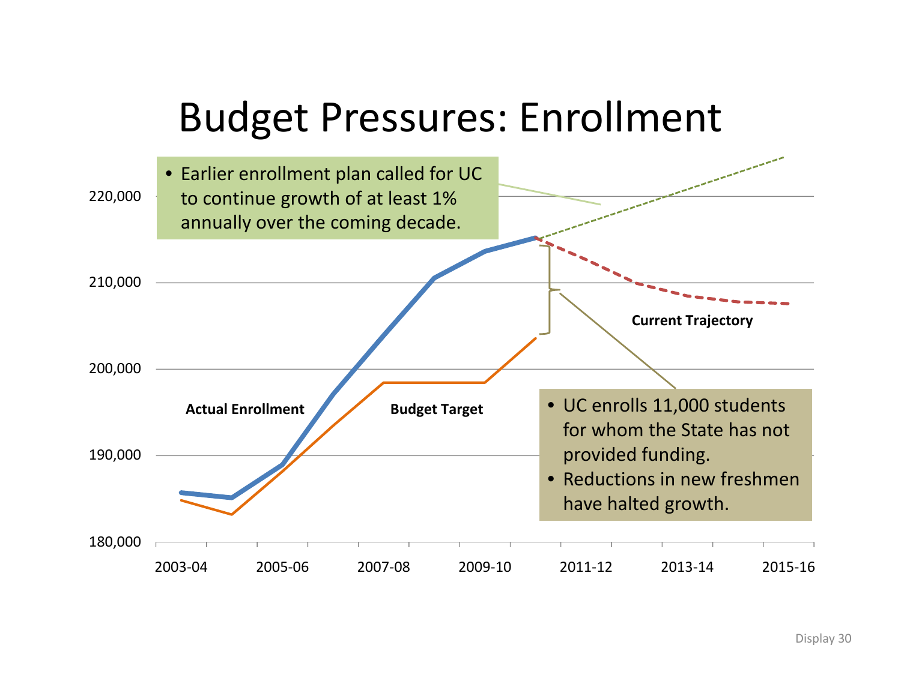# Budget Pressures: Enrollment

- Earlier enrollment plan called for UC to continue growth of at least 1% annually over the coming decade.

220,000

210,000

200,000

190,000

180,000

Actual Enrollment

Budget Target

Current Trajectory

- UC enrolls 11,000 students for whom the State has not provided funding.
- Reductions in new freshmen have halted growth.

2003-04 2005-06 2007-08 2009-10 2011-12 2013-14 2015-16

Display 30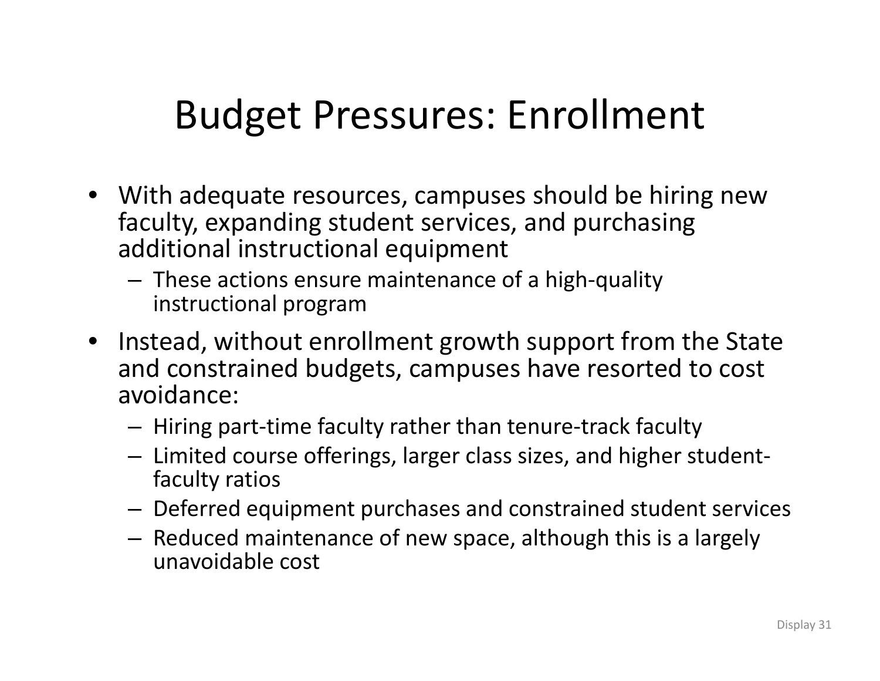# Budget Pressures: Enrollment

- With adequate resources, campuses should be hiring new faculty, expanding student services, and purchasing additional instructional equipment
  - These actions ensure maintenance of a high-quality instructional program
- Instead, without enrollment growth support from the State and constrained budgets, campuses have resorted to cost avoidance:
  - Hiring part-time faculty rather than tenure-track faculty
  - Limited course offerings, larger class sizes, and higher student-faculty ratios
  - Deferred equipment purchases and constrained student services
  - Reduced maintenance of new space, although this is a largely unavoidable cost

Display 31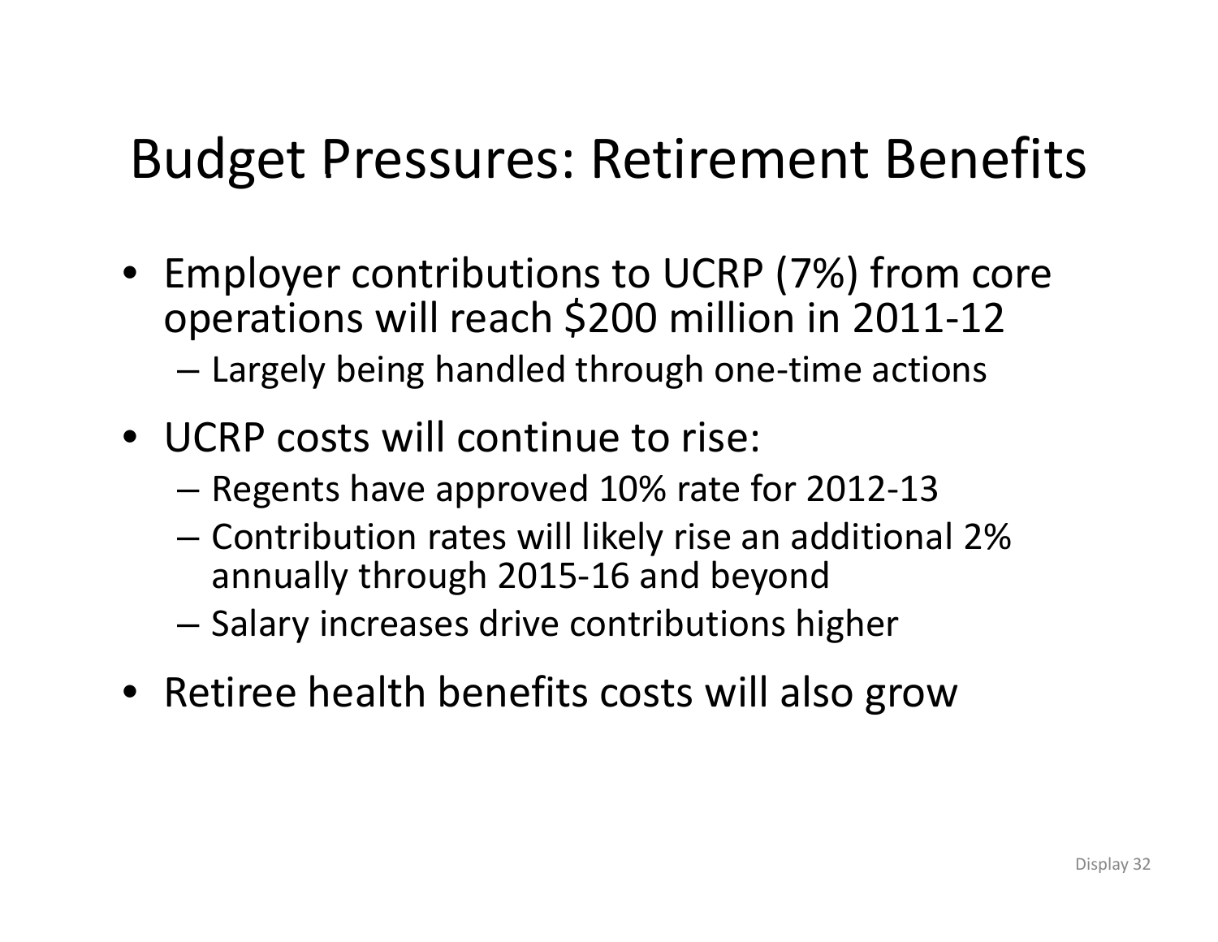# Budget Pressures: Retirement Benefits

- Employer contributions to UCRP (7%) from core operations will reach $200 million in 2011-12
  - Largely being handled through one-time actions
- UCRP costs will continue to rise:
  - Regents have approved 10% rate for 2012-13
  - Contribution rates will likely rise an additional 2% annually through 2015-16 and beyond
  - Salary increases drive contributions higher
- Retiree health benefits costs will also grow

Display 32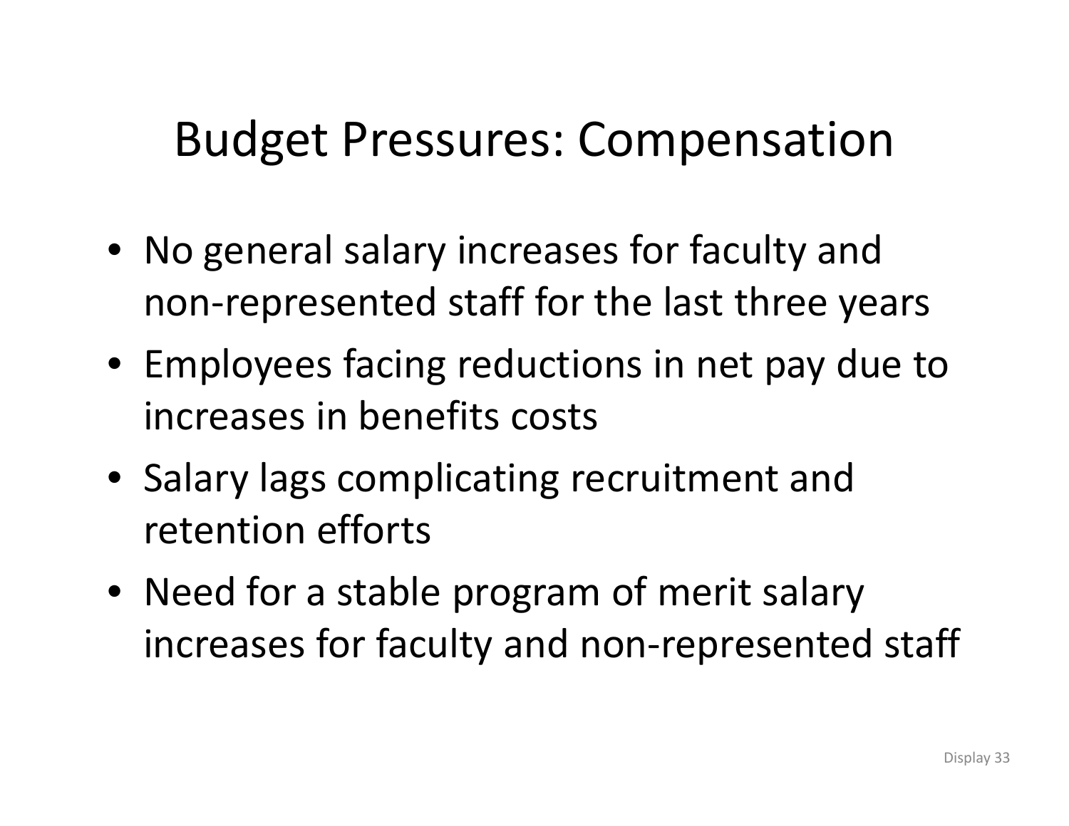# Budget Pressures: Compensation

- No general salary increases for faculty and non-represented staff for the last three years
- Employees facing reductions in net pay due to increases in benefits costs
- Salary lags complicating recruitment and retention efforts
- Need for a stable program of merit salary increases for faculty and non-represented staff

Display 33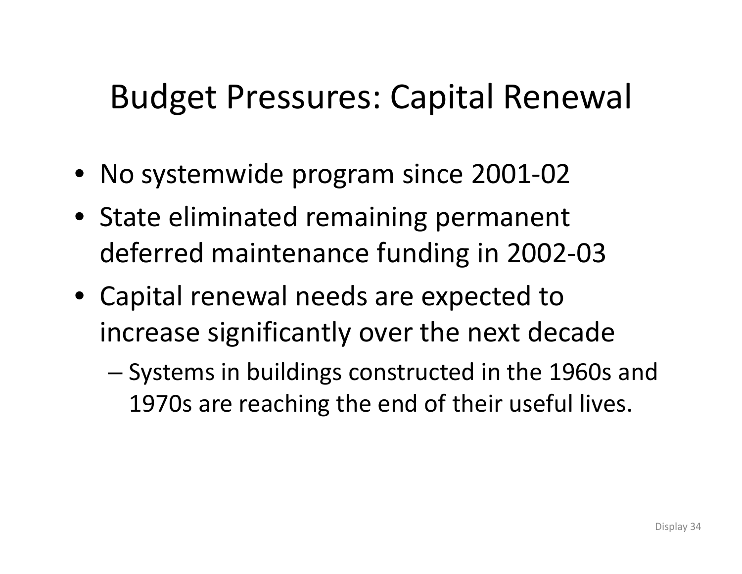# Budget Pressures: Capital Renewal

- No systemwide program since 2001-02
- State eliminated remaining permanent deferred maintenance funding in 2002-03
- Capital renewal needs are expected to increase significantly over the next decade
  - Systems in buildings constructed in the 1960s and 1970s are reaching the end of their useful lives.

Display 34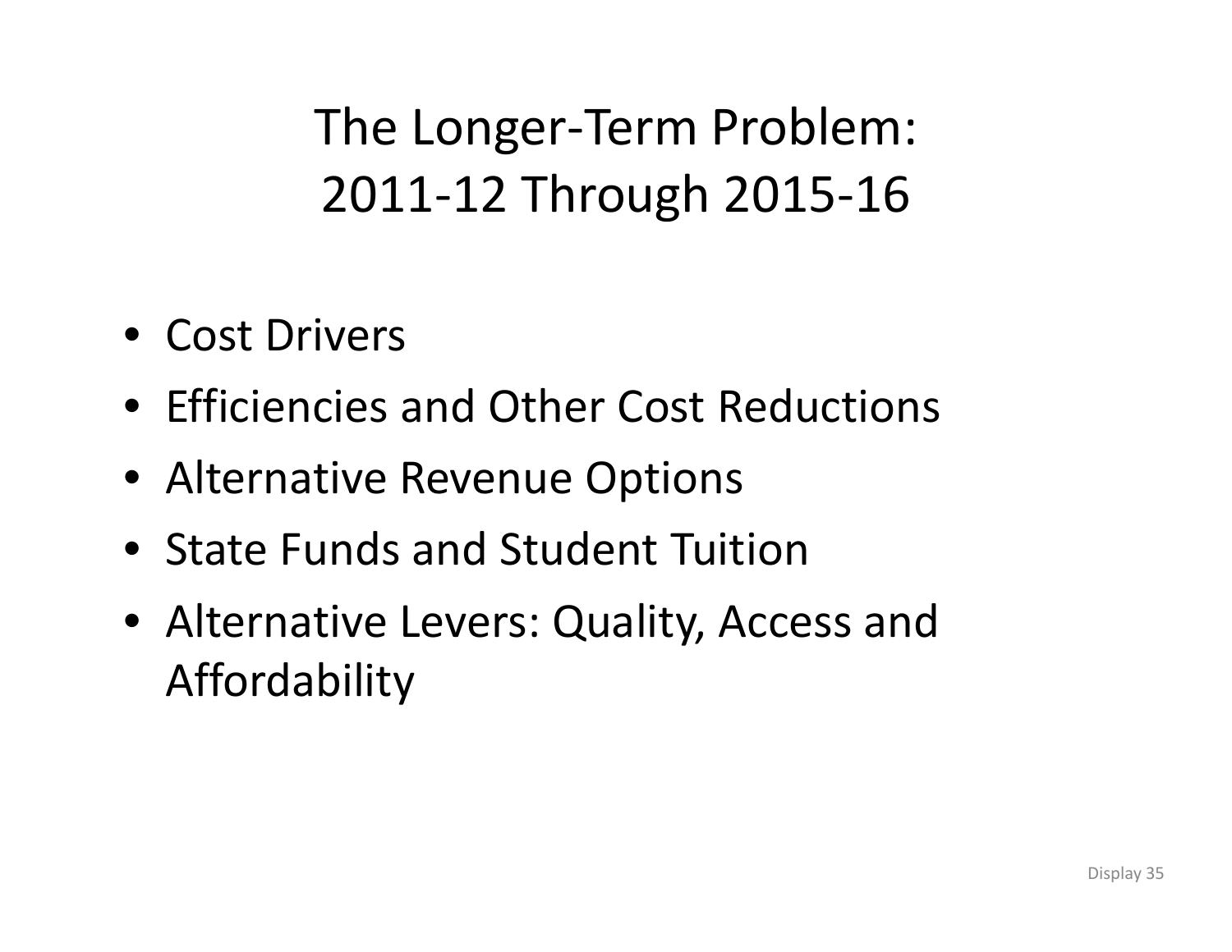# The Longer-Term Problem: 2011-12 Through 2015-16

- Cost Drivers
- Efficiencies and Other Cost Reductions
- Alternative Revenue Options
- State Funds and Student Tuition
- Alternative Levers: Quality, Access and Affordability

Display 35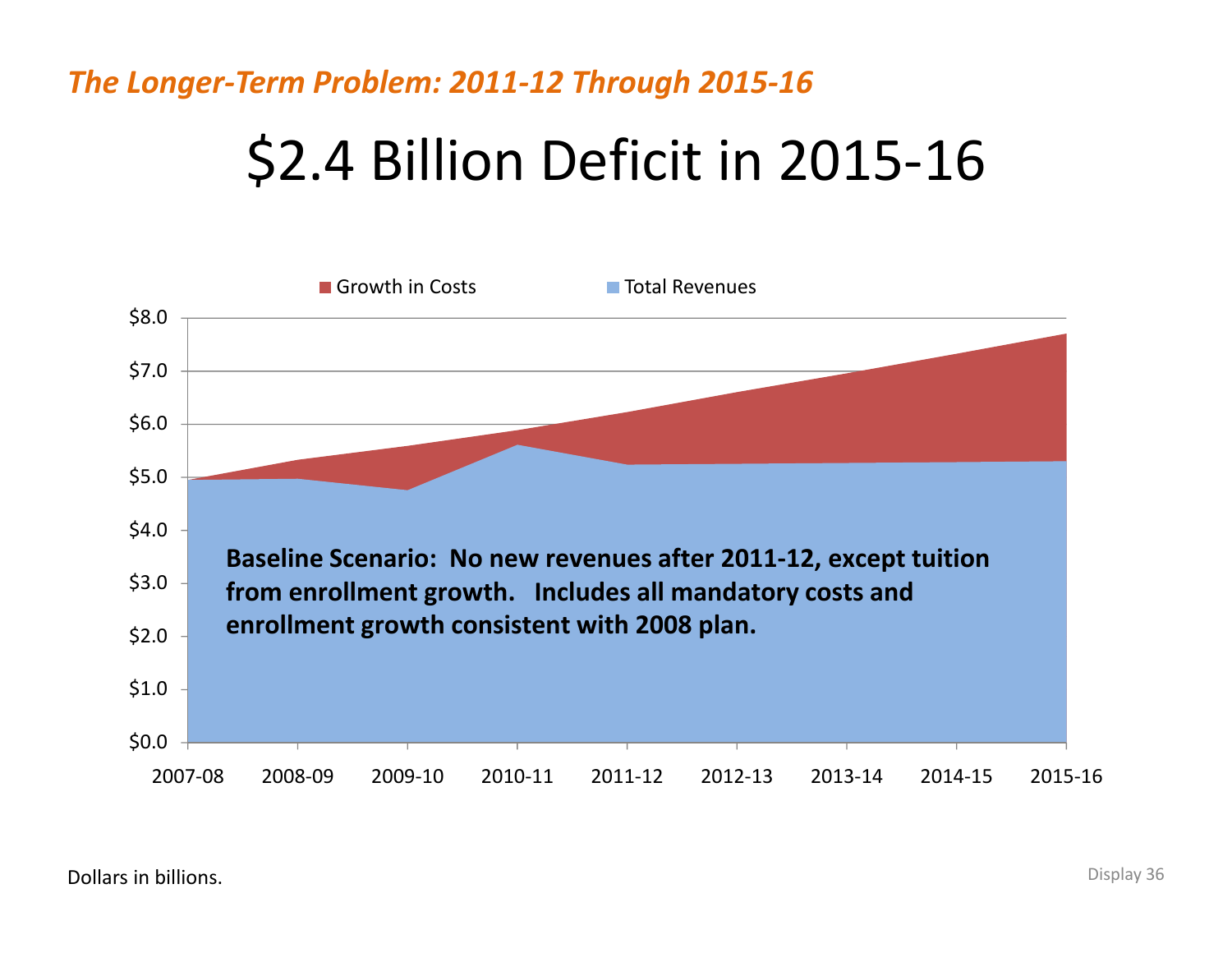*The Longer-Term Problem: 2011-12 Through 2015-16*

# $2.4 Billion Deficit in 2015-16

Growth in Costs | Total Revenues

**Baseline Scenario: No new revenues after 2011-12, except tuition from enrollment growth. Includes all mandatory costs and enrollment growth consistent with 2008 plan.**

Dollars in billions.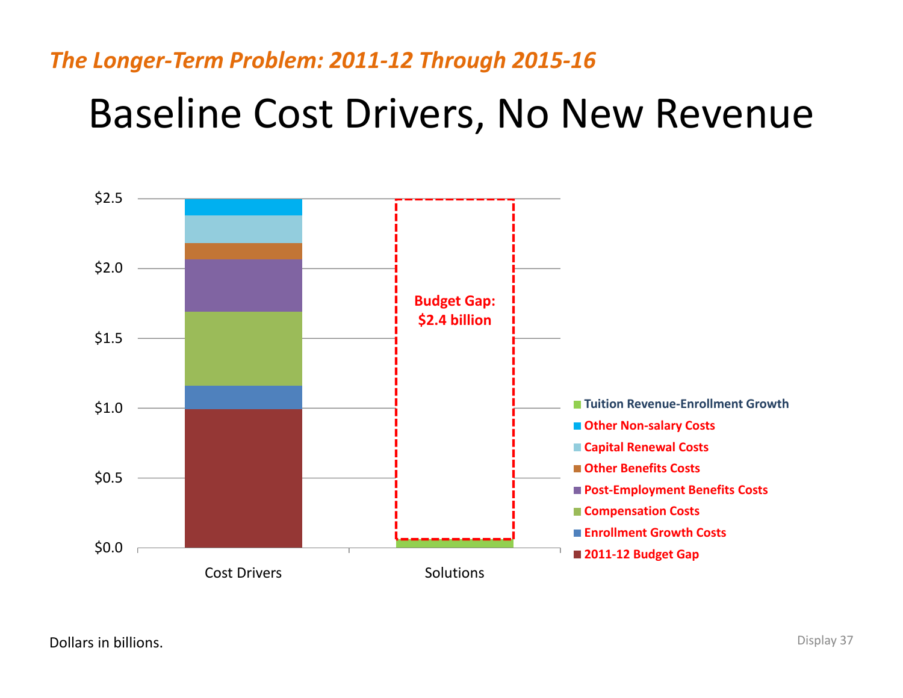*The Longer-Term Problem: 2011-12 Through 2015-16*

# Baseline Cost Drivers, No New Revenue

$2.5

$2.0

$1.5

$1.0

$0.5

$0.0

Cost Drivers

Solutions

**Budget Gap: $2.4 billion**

- **Tuition Revenue-Enrollment Growth**
- **Other Non-salary Costs**
- **Capital Renewal Costs**
- **Other Benefits Costs**
- **Post-Employment Benefits Costs**
- **Compensation Costs**
- **Enrollment Growth Costs**
- **2011-12 Budget Gap**

Dollars in billions.

Display 37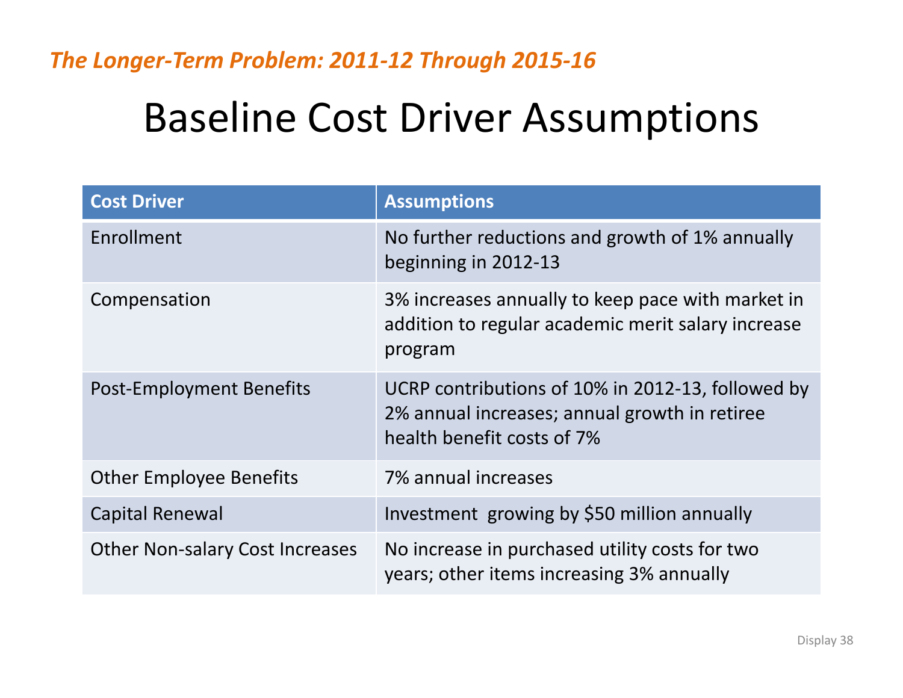*The Longer-Term Problem: 2011-12 Through 2015-16*

# Baseline Cost Driver Assumptions

| Cost Driver | Assumptions |
|---|---|
| Enrollment | No further reductions and growth of 1% annually beginning in 2012-13 |
| Compensation | 3% increases annually to keep pace with market in addition to regular academic merit salary increase program |
| Post-Employment Benefits | UCRP contributions of 10% in 2012-13, followed by 2% annual increases; annual growth in retiree health benefit costs of 7% |
| Other Employee Benefits | 7% annual increases |
| Capital Renewal | Investment growing by $50 million annually |
| Other Non-salary Cost Increases | No increase in purchased utility costs for two years; other items increasing 3% annually |

Display 38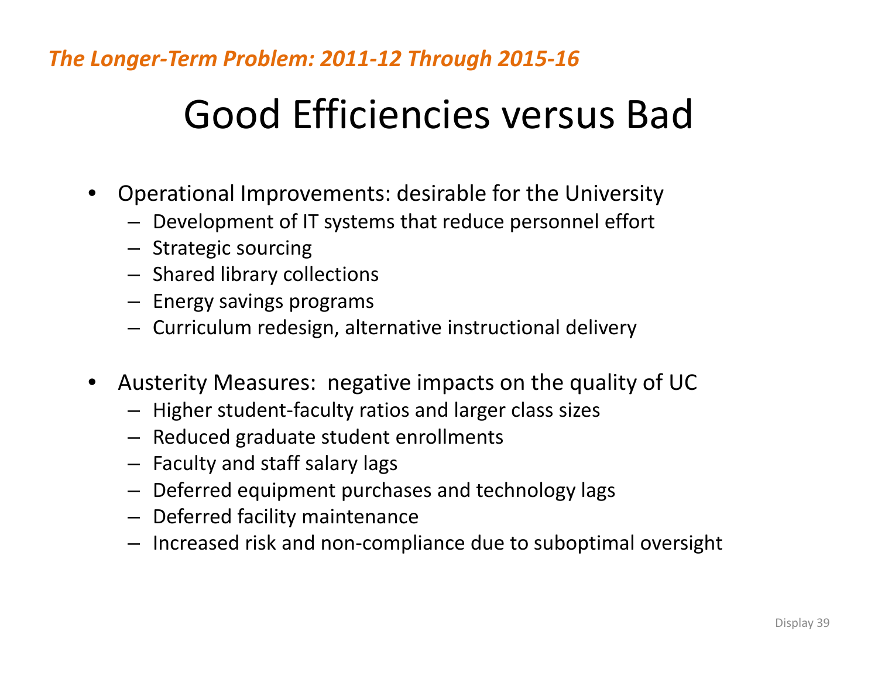*The Longer-Term Problem: 2011-12 Through 2015-16*

# Good Efficiencies versus Bad

- Operational Improvements: desirable for the University
  - Development of IT systems that reduce personnel effort
  - Strategic sourcing
  - Shared library collections
  - Energy savings programs
  - Curriculum redesign, alternative instructional delivery

- Austerity Measures: negative impacts on the quality of UC
  - Higher student-faculty ratios and larger class sizes
  - Reduced graduate student enrollments
  - Faculty and staff salary lags
  - Deferred equipment purchases and technology lags
  - Deferred facility maintenance
  - Increased risk and non-compliance due to suboptimal oversight

Display 39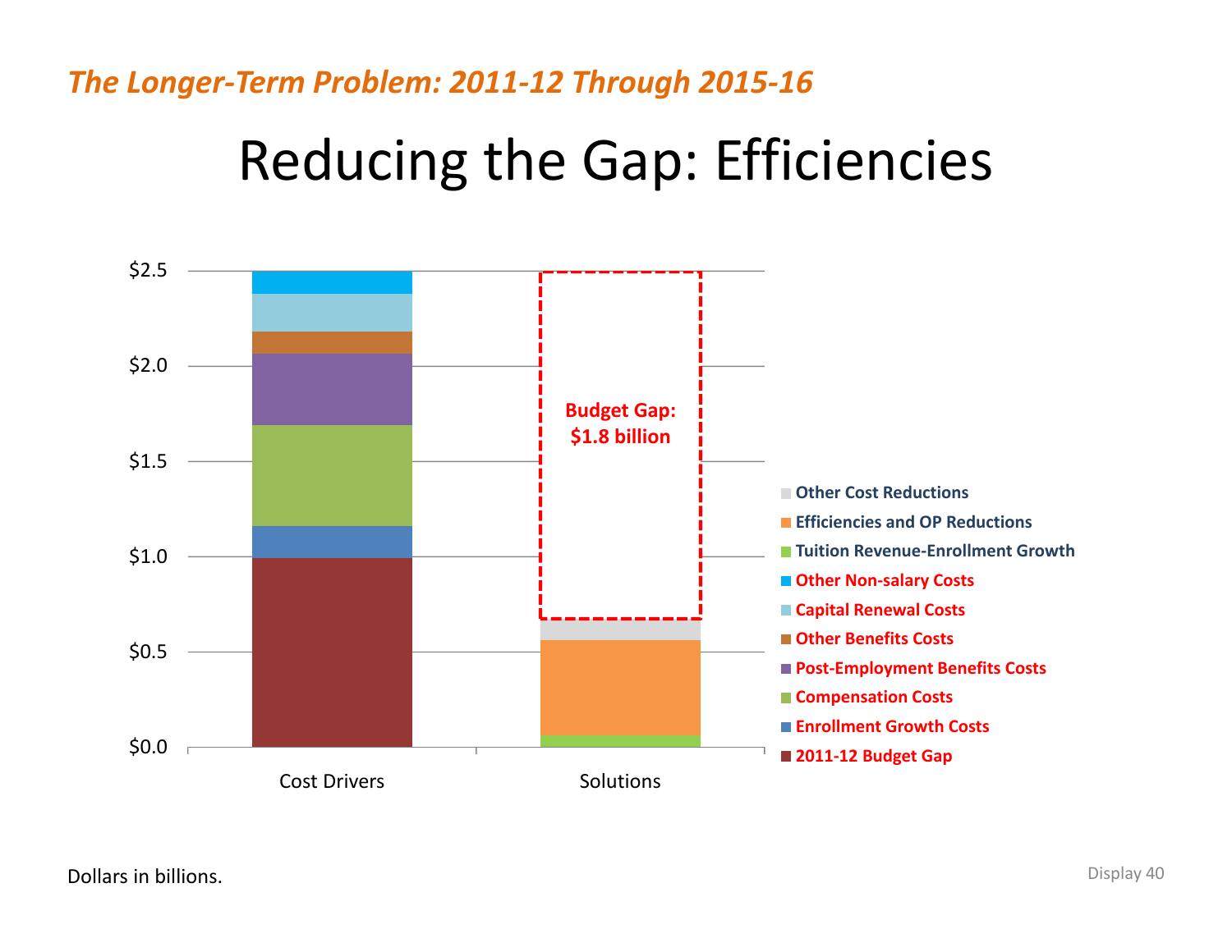*The Longer-Term Problem: 2011-12 Through 2015-16*

# Reducing the Gap: Efficiencies

$2.5
$2.0
$1.5
$1.0
$0.5
$0.0

Cost Drivers

Solutions

**Budget Gap: $1.8 billion**

- Other Cost Reductions
- Efficiencies and OP Reductions
- Tuition Revenue-Enrollment Growth
- Other Non-salary Costs
- Capital Renewal Costs
- Other Benefits Costs
- Post-Employment Benefits Costs
- Compensation Costs
- Enrollment Growth Costs
- 2011-12 Budget Gap

Dollars in billions.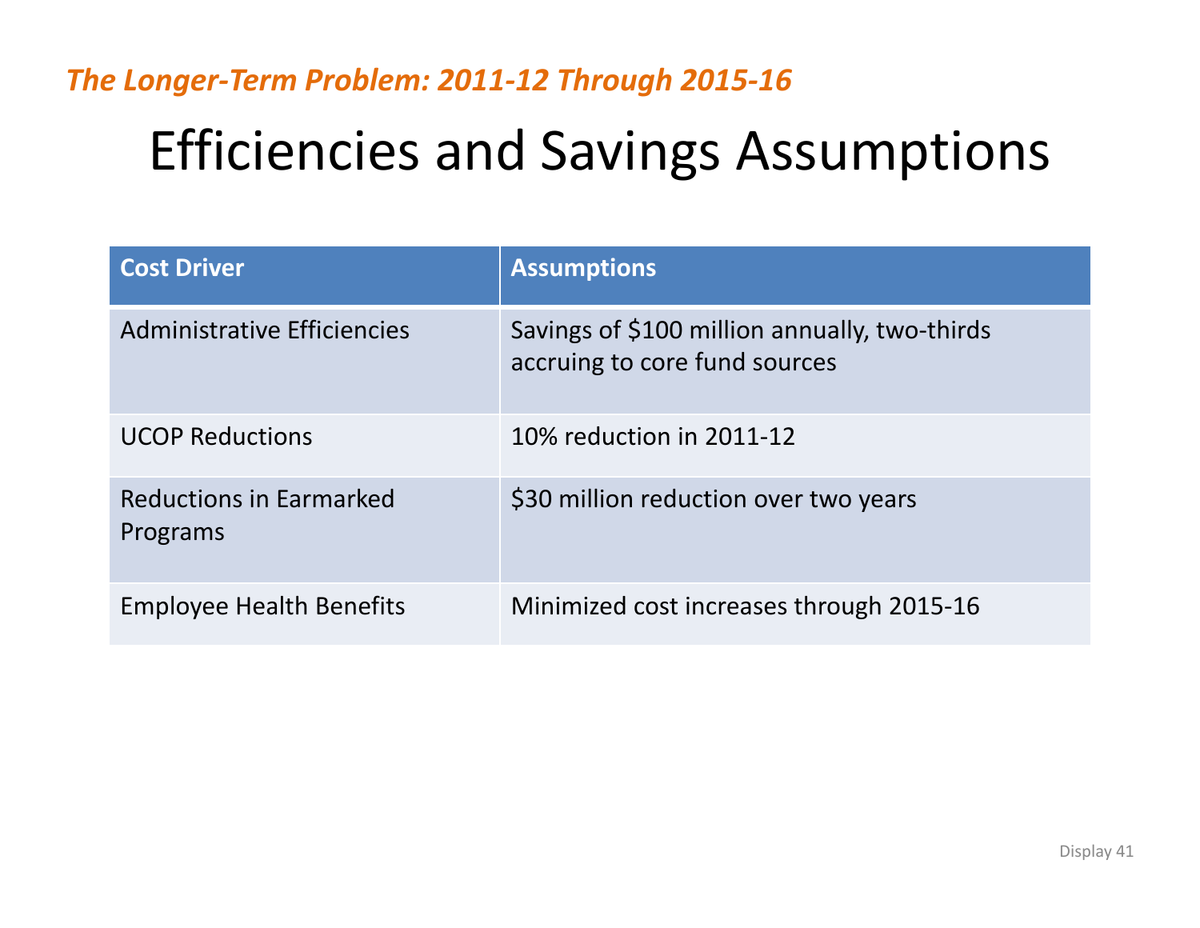*The Longer-Term Problem: 2011-12 Through 2015-16*

# Efficiencies and Savings Assumptions

| Cost Driver | Assumptions |
|---|---|
| Administrative Efficiencies | Savings of $100 million annually, two-thirds accruing to core fund sources |
| UCOP Reductions | 10% reduction in 2011-12 |
| Reductions in Earmarked Programs | $30 million reduction over two years |
| Employee Health Benefits | Minimized cost increases through 2015-16 |

Display 41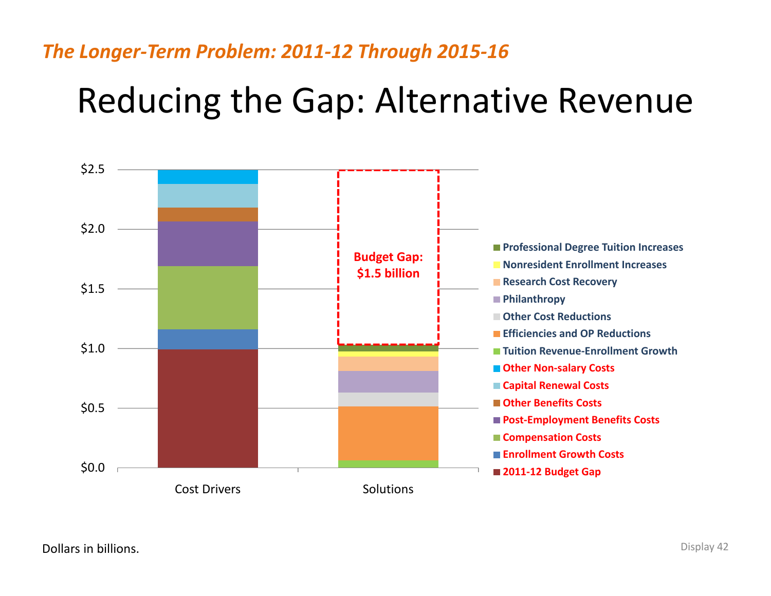*The Longer-Term Problem: 2011-12 Through 2015-16*

# Reducing the Gap: Alternative Revenue

$2.5
$2.0
$1.5
$1.0
$0.5
$0.0

Budget Gap: $1.5 billion

Cost Drivers

Solutions

- Professional Degree Tuition Increases
- Nonresident Enrollment Increases
- Research Cost Recovery
- Philanthropy
- Other Cost Reductions
- Efficiencies and OP Reductions
- Tuition Revenue-Enrollment Growth
- Other Non-salary Costs
- Capital Renewal Costs
- Other Benefits Costs
- Post-Employment Benefits Costs
- Compensation Costs
- Enrollment Growth Costs
- 2011-12 Budget Gap

Dollars in billions.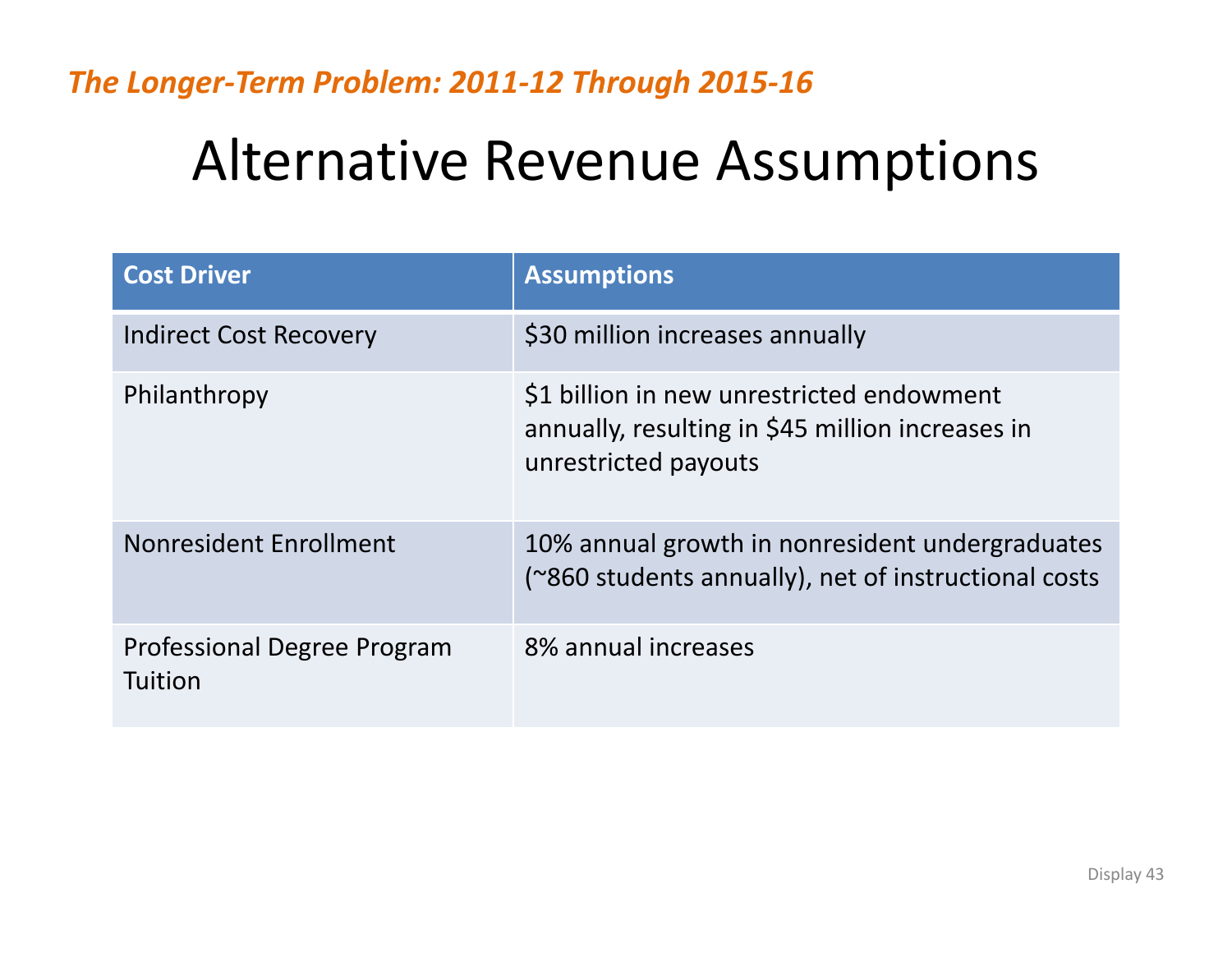*The Longer-Term Problem: 2011-12 Through 2015-16*

# Alternative Revenue Assumptions

| Cost Driver | Assumptions |
|---|---|
| Indirect Cost Recovery | $30 million increases annually |
| Philanthropy | $1 billion in new unrestricted endowment annually, resulting in $45 million increases in unrestricted payouts |
| Nonresident Enrollment | 10% annual growth in nonresident undergraduates (~860 students annually), net of instructional costs |
| Professional Degree Program Tuition | 8% annual increases |

Display 43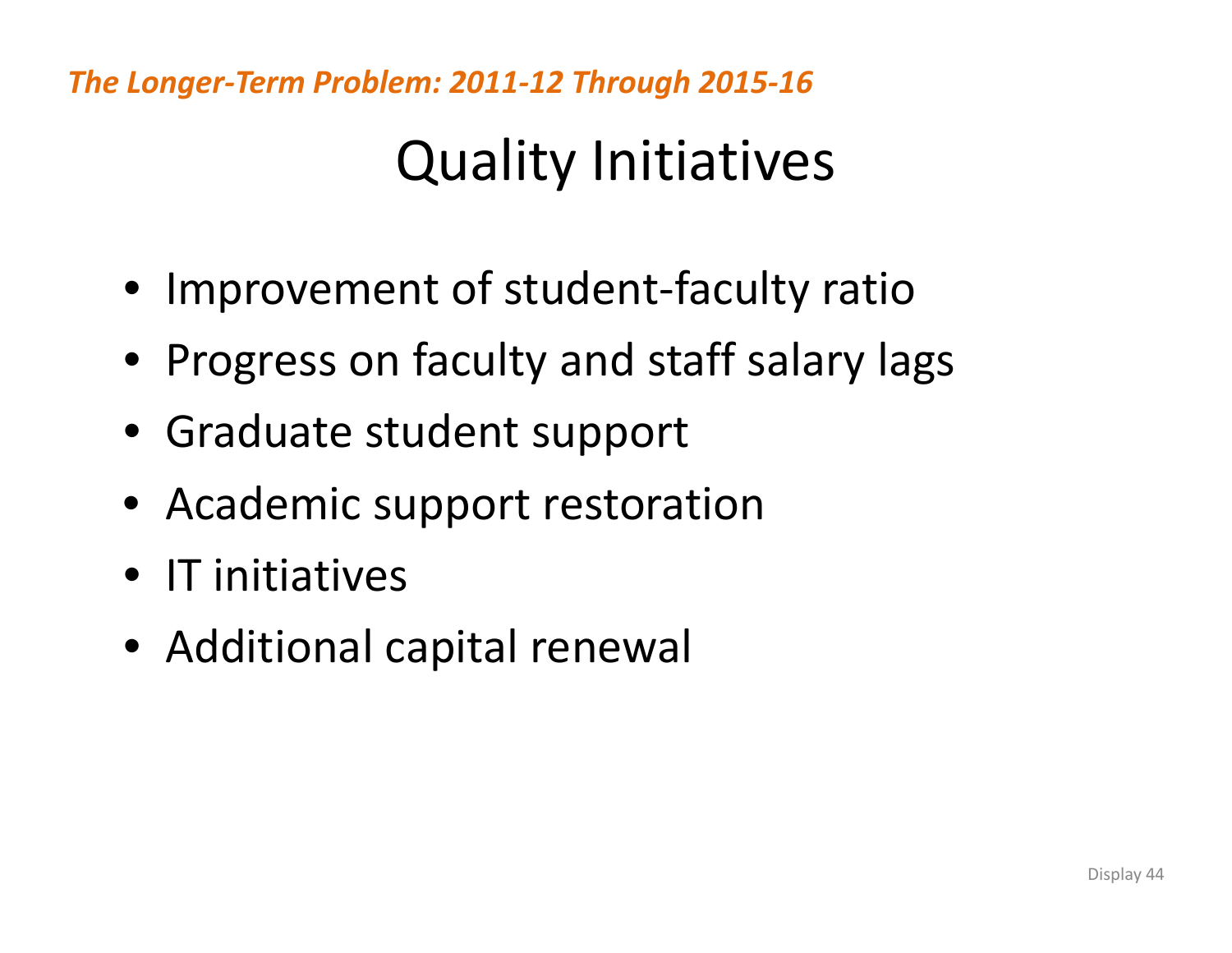*The Longer-Term Problem: 2011-12 Through 2015-16*

# Quality Initiatives

- Improvement of student-faculty ratio
- Progress on faculty and staff salary lags
- Graduate student support
- Academic support restoration
- IT initiatives
- Additional capital renewal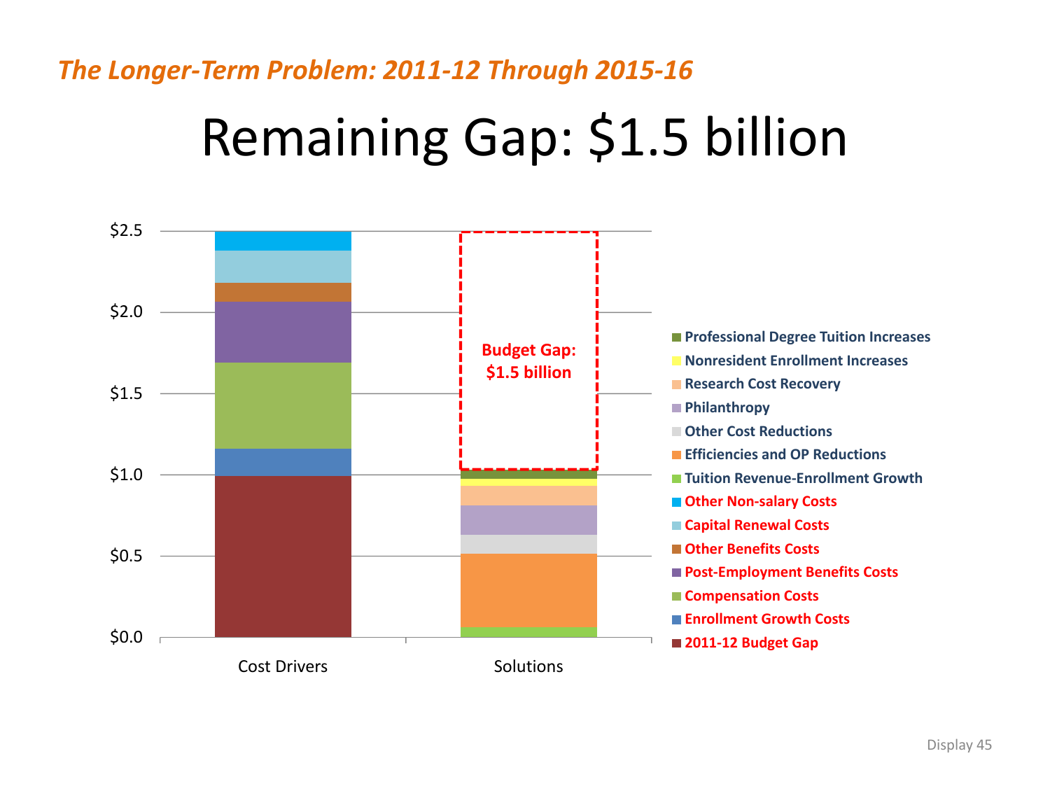*The Longer-Term Problem: 2011-12 Through 2015-16*

# Remaining Gap: $1.5 billion

| | Cost Drivers | Solutions |
|---|---|---|
| $2.5 | | |
| $2.0 | | |
| $1.5 | | |
| $1.0 | | |
| $0.5 | | |
| $0.0 | | |

Budget Gap: $1.5 billion

- Professional Degree Tuition Increases
- Nonresident Enrollment Increases
- Research Cost Recovery
- Philanthropy
- Other Cost Reductions
- Efficiencies and OP Reductions
- Tuition Revenue-Enrollment Growth
- Other Non-salary Costs
- Capital Renewal Costs
- Other Benefits Costs
- Post-Employment Benefits Costs
- Compensation Costs
- Enrollment Growth Costs
- 2011-12 Budget Gap

Display 45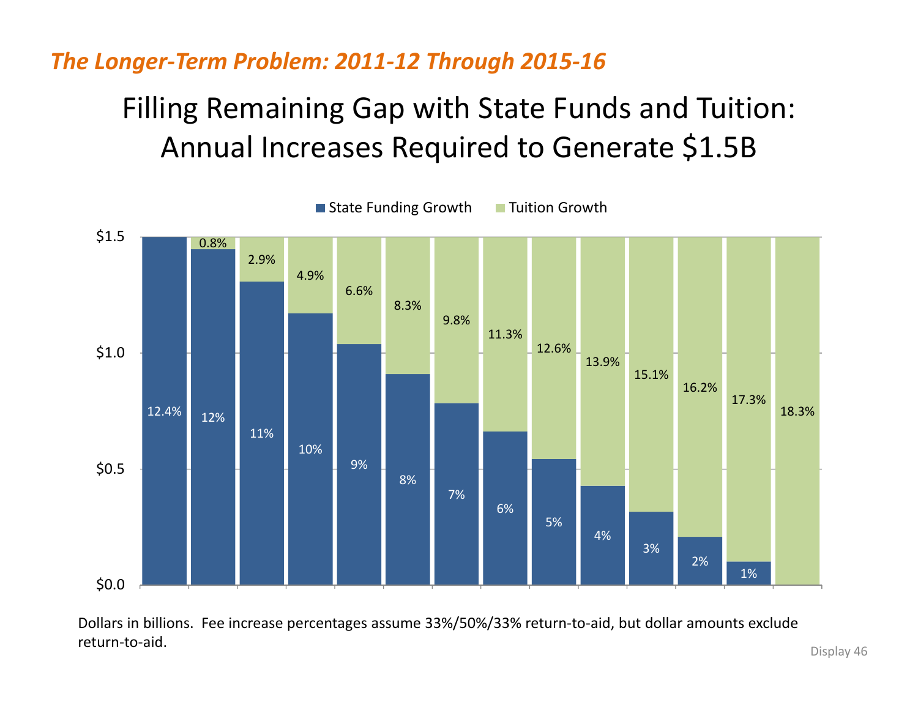*The Longer-Term Problem: 2011-12 Through 2015-16*

# Filling Remaining Gap with State Funds and Tuition: Annual Increases Required to Generate $1.5B

| State Funding Growth | Tuition Growth |
| --- | --- |
| 12.4% | |
| 12% | 0.8% |
| 11% | 2.9% |
| 10% | 4.9% |
| 9% | 6.6% |
| 8% | 8.3% |
| 7% | 9.8% |
| 6% | 11.3% |
| 5% | 12.6% |
| 4% | 13.9% |
| 3% | 15.1% |
| 2% | 16.2% |
| 1% | 17.3% |
| | 18.3% |

Dollars in billions. Fee increase percentages assume 33%/50%/33% return-to-aid, but dollar amounts exclude return-to-aid.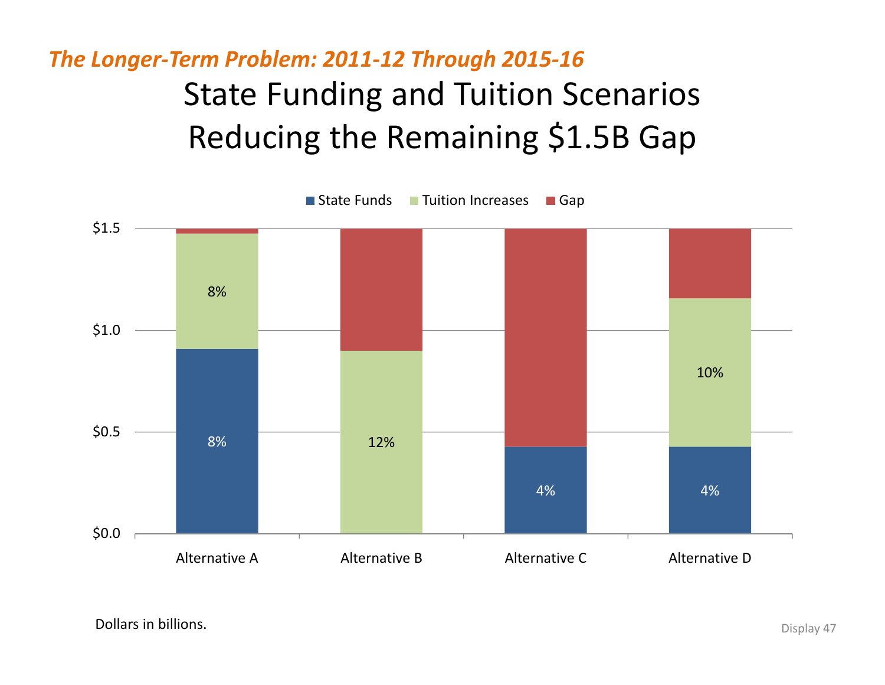*The Longer-Term Problem: 2011-12 Through 2015-16*

# State Funding and Tuition Scenarios Reducing the Remaining $1.5B Gap

Legend: State Funds, Tuition Increases, Gap

| | State Funds | Tuition Increases | Gap |
|---|---|---|---|
| Alternative A | 8% | 8% | |
| Alternative B | | 12% | |
| Alternative C | 4% | | |
| Alternative D | 4% | 10% | |

Y-axis: $0.0, $0.5, $1.0, $1.5

Dollars in billions.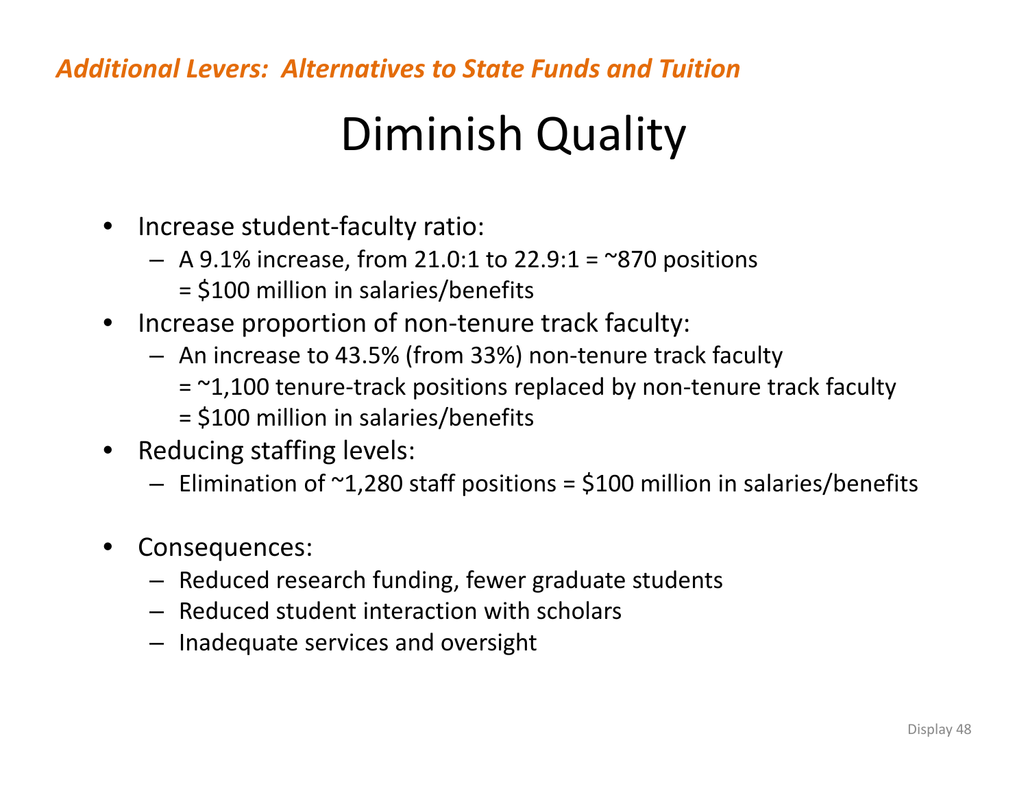*Additional Levers: Alternatives to State Funds and Tuition*

# Diminish Quality

- Increase student-faculty ratio:
  - A 9.1% increase, from 21.0:1 to 22.9:1 = ~870 positions
    = $100 million in salaries/benefits
- Increase proportion of non-tenure track faculty:
  - An increase to 43.5% (from 33%) non-tenure track faculty
    = ~1,100 tenure-track positions replaced by non-tenure track faculty
    = $100 million in salaries/benefits
- Reducing staffing levels:
  - Elimination of ~1,280 staff positions = $100 million in salaries/benefits

- Consequences:
  - Reduced research funding, fewer graduate students
  - Reduced student interaction with scholars
  - Inadequate services and oversight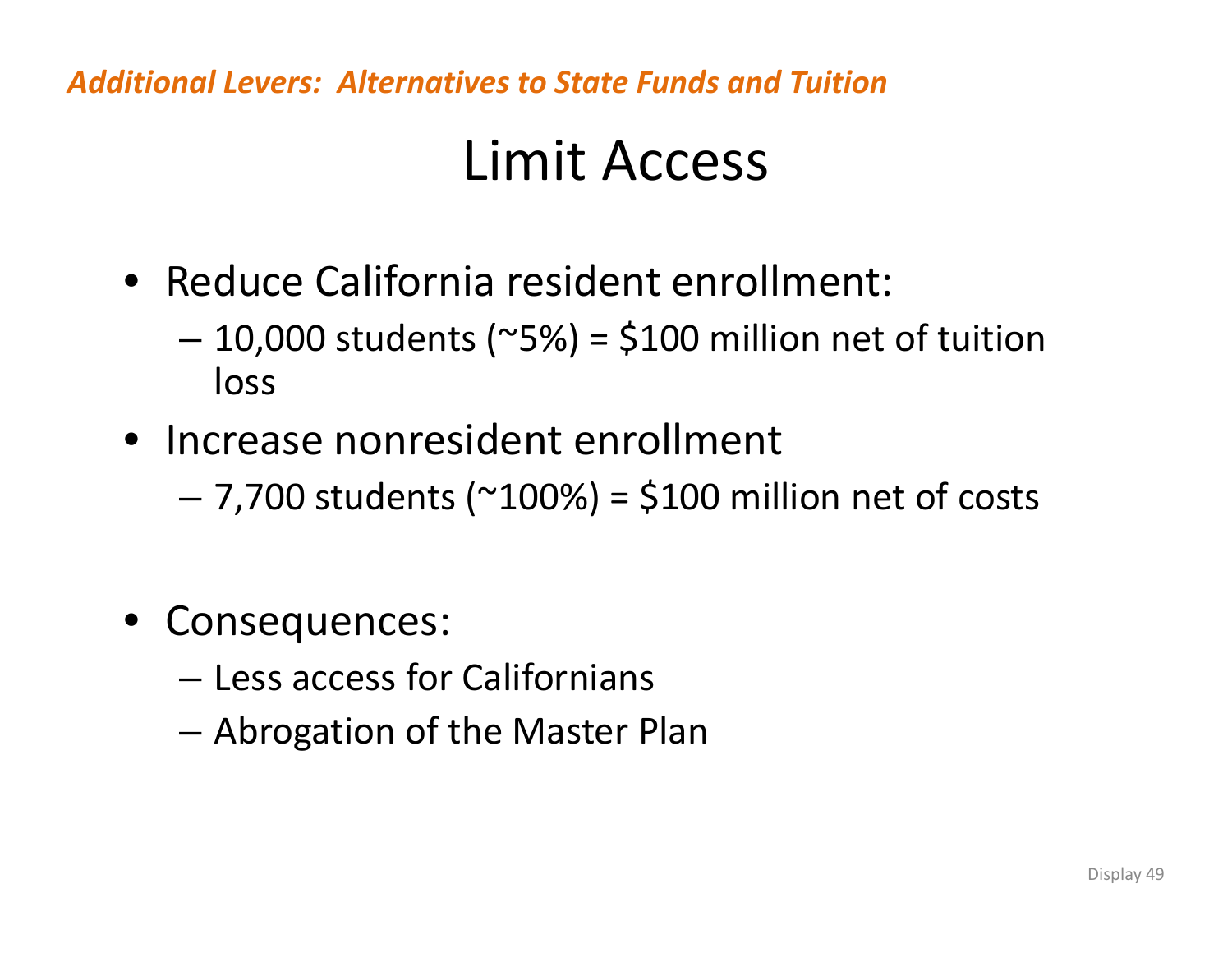*Additional Levers: Alternatives to State Funds and Tuition*

# Limit Access

- Reduce California resident enrollment:
  - 10,000 students (~5%) = $100 million net of tuition loss
- Increase nonresident enrollment
  - 7,700 students (~100%) = $100 million net of costs

- Consequences:
  - Less access for Californians
  - Abrogation of the Master Plan

Display 49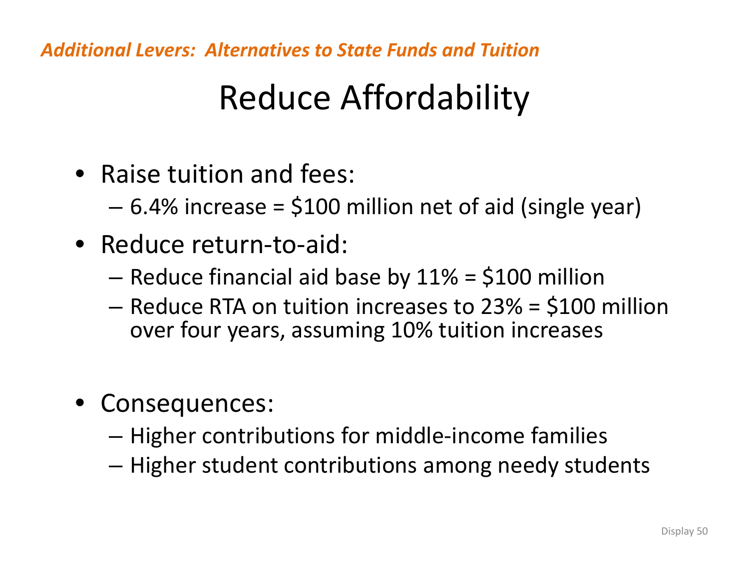*Additional Levers: Alternatives to State Funds and Tuition*

# Reduce Affordability

- Raise tuition and fees:
  - 6.4% increase = $100 million net of aid (single year)
- Reduce return-to-aid:
  - Reduce financial aid base by 11% = $100 million
  - Reduce RTA on tuition increases to 23% = $100 million over four years, assuming 10% tuition increases
- Consequences:
  - Higher contributions for middle-income families
  - Higher student contributions among needy students

Display 50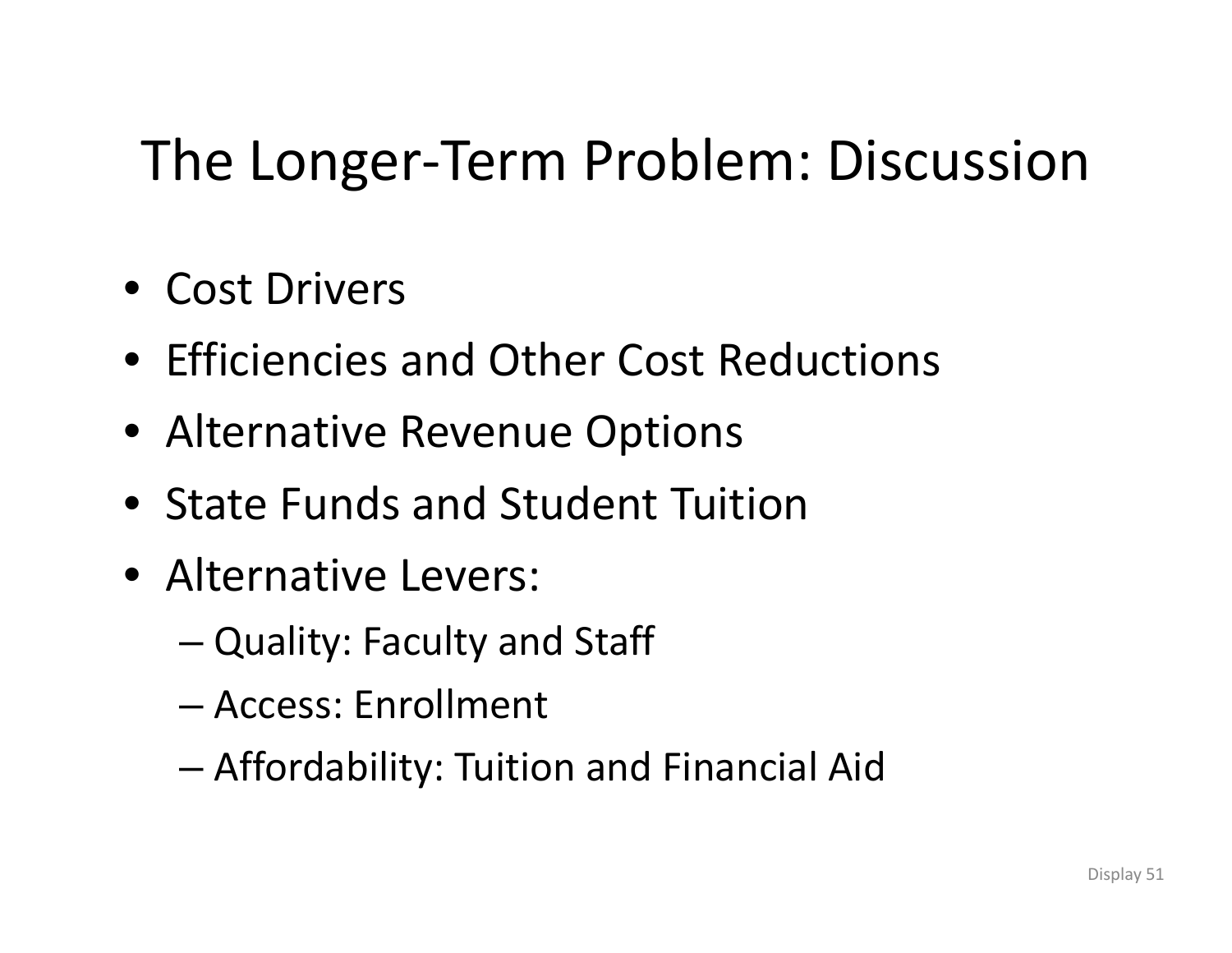# The Longer-Term Problem: Discussion

- Cost Drivers
- Efficiencies and Other Cost Reductions
- Alternative Revenue Options
- State Funds and Student Tuition
- Alternative Levers:
  - Quality: Faculty and Staff
  - Access: Enrollment
  - Affordability: Tuition and Financial Aid

Display 51